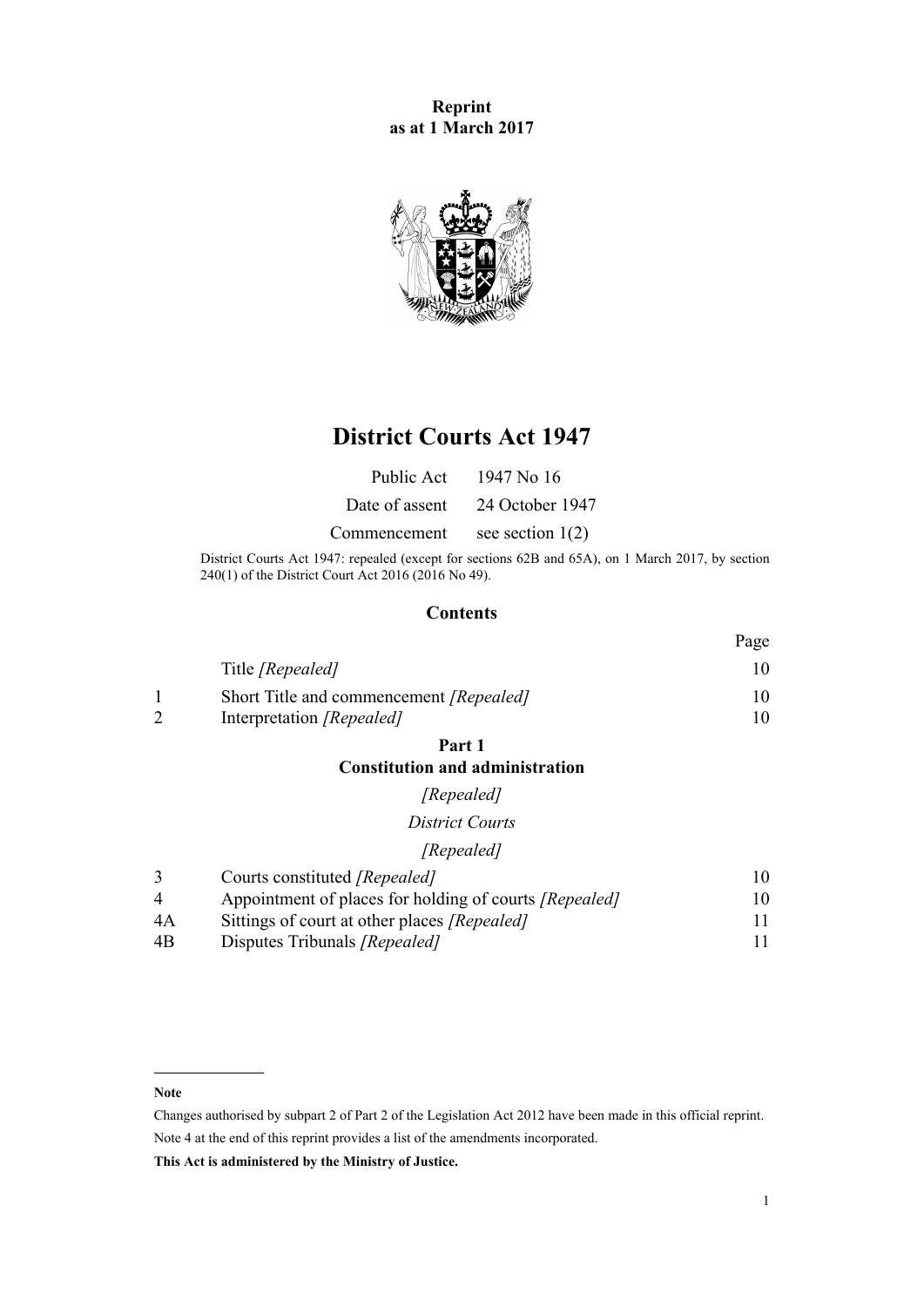**Reprint**
**as at 1 March 2017**

# District Courts Act 1947

| | |
|---|---|
| Public Act | 1947 No 16 |
| Date of assent | 24 October 1947 |
| Commencement | see section 1(2) |

District Courts Act 1947: repealed (except for sections 62B and 65A), on 1 March 2017, by section 240(1) of the District Court Act 2016 (2016 No 49).

## Contents

| | | Page |
|---|---|---|
| | Title *[Repealed]* | 10 |
| 1 | Short Title and commencement *[Repealed]* | 10 |
| 2 | Interpretation *[Repealed]* | 10 |

**Part 1**
**Constitution and administration**

*[Repealed]*

*District Courts*

*[Repealed]*

| | | |
|---|---|---|
| 3 | Courts constituted *[Repealed]* | 10 |
| 4 | Appointment of places for holding of courts *[Repealed]* | 10 |
| 4A | Sittings of court at other places *[Repealed]* | 11 |
| 4B | Disputes Tribunals *[Repealed]* | 11 |

---

**Note**

Changes authorised by subpart 2 of Part 2 of the Legislation Act 2012 have been made in this official reprint.

Note 4 at the end of this reprint provides a list of the amendments incorporated.

**This Act is administered by the Ministry of Justice.**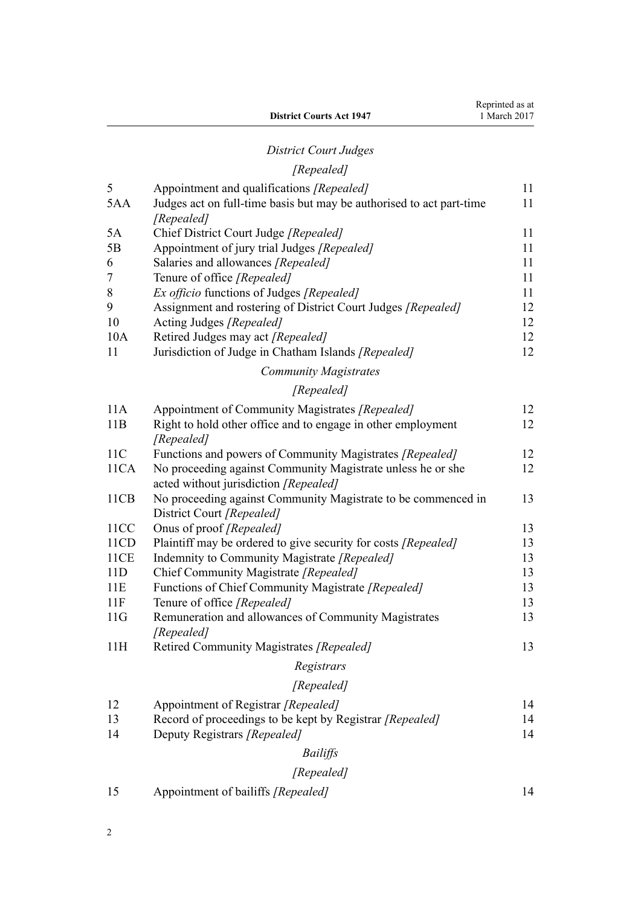*District Court Judges*

*[Repealed]*

| | | |
|---|---|---|
| 5 | Appointment and qualifications *[Repealed]* | 11 |
| 5AA | Judges act on full-time basis but may be authorised to act part-time *[Repealed]* | 11 |
| 5A | Chief District Court Judge *[Repealed]* | 11 |
| 5B | Appointment of jury trial Judges *[Repealed]* | 11 |
| 6 | Salaries and allowances *[Repealed]* | 11 |
| 7 | Tenure of office *[Repealed]* | 11 |
| 8 | *Ex officio* functions of Judges *[Repealed]* | 11 |
| 9 | Assignment and rostering of District Court Judges *[Repealed]* | 12 |
| 10 | Acting Judges *[Repealed]* | 12 |
| 10A | Retired Judges may act *[Repealed]* | 12 |
| 11 | Jurisdiction of Judge in Chatham Islands *[Repealed]* | 12 |

*Community Magistrates*

*[Repealed]*

| | | |
|---|---|---|
| 11A | Appointment of Community Magistrates *[Repealed]* | 12 |
| 11B | Right to hold other office and to engage in other employment *[Repealed]* | 12 |
| 11C | Functions and powers of Community Magistrates *[Repealed]* | 12 |
| 11CA | No proceeding against Community Magistrate unless he or she acted without jurisdiction *[Repealed]* | 12 |
| 11CB | No proceeding against Community Magistrate to be commenced in District Court *[Repealed]* | 13 |
| 11CC | Onus of proof *[Repealed]* | 13 |
| 11CD | Plaintiff may be ordered to give security for costs *[Repealed]* | 13 |
| 11CE | Indemnity to Community Magistrate *[Repealed]* | 13 |
| 11D | Chief Community Magistrate *[Repealed]* | 13 |
| 11E | Functions of Chief Community Magistrate *[Repealed]* | 13 |
| 11F | Tenure of office *[Repealed]* | 13 |
| 11G | Remuneration and allowances of Community Magistrates *[Repealed]* | 13 |
| 11H | Retired Community Magistrates *[Repealed]* | 13 |

*Registrars*

*[Repealed]*

| | | |
|---|---|---|
| 12 | Appointment of Registrar *[Repealed]* | 14 |
| 13 | Record of proceedings to be kept by Registrar *[Repealed]* | 14 |
| 14 | Deputy Registrars *[Repealed]* | 14 |

*Bailiffs*

*[Repealed]*

| | | |
|---|---|---|
| 15 | Appointment of bailiffs *[Repealed]* | 14 |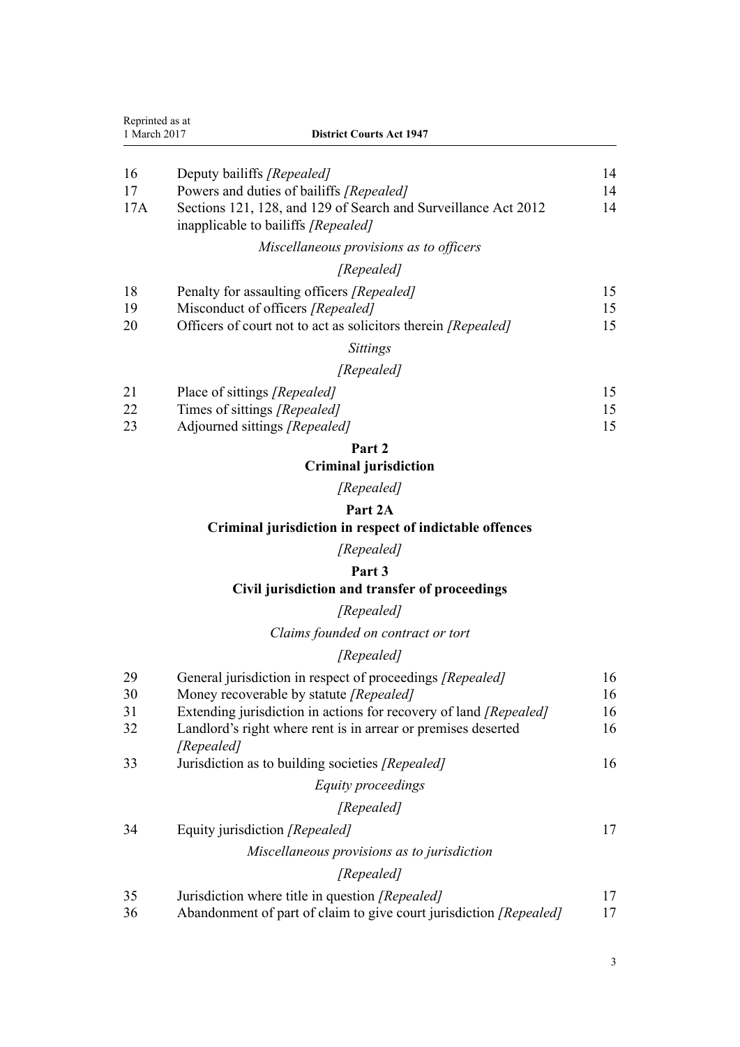| | | |
|---|---|---|
| 16 | Deputy bailiffs *[Repealed]* | 14 |
| 17 | Powers and duties of bailiffs *[Repealed]* | 14 |
| 17A | Sections 121, 128, and 129 of Search and Surveillance Act 2012 inapplicable to bailiffs *[Repealed]* | 14 |

*Miscellaneous provisions as to officers*

*[Repealed]*

| | | |
|---|---|---|
| 18 | Penalty for assaulting officers *[Repealed]* | 15 |
| 19 | Misconduct of officers *[Repealed]* | 15 |
| 20 | Officers of court not to act as solicitors therein *[Repealed]* | 15 |

*Sittings*

*[Repealed]*

| | | |
|---|---|---|
| 21 | Place of sittings *[Repealed]* | 15 |
| 22 | Times of sittings *[Repealed]* | 15 |
| 23 | Adjourned sittings *[Repealed]* | 15 |

**Part 2**
**Criminal jurisdiction**

*[Repealed]*

**Part 2A**
**Criminal jurisdiction in respect of indictable offences**

*[Repealed]*

**Part 3**
**Civil jurisdiction and transfer of proceedings**

*[Repealed]*

*Claims founded on contract or tort*

*[Repealed]*

| | | |
|---|---|---|
| 29 | General jurisdiction in respect of proceedings *[Repealed]* | 16 |
| 30 | Money recoverable by statute *[Repealed]* | 16 |
| 31 | Extending jurisdiction in actions for recovery of land *[Repealed]* | 16 |
| 32 | Landlord's right where rent is in arrear or premises deserted *[Repealed]* | 16 |
| 33 | Jurisdiction as to building societies *[Repealed]* | 16 |

*Equity proceedings*

*[Repealed]*

| | | |
|---|---|---|
| 34 | Equity jurisdiction *[Repealed]* | 17 |

*Miscellaneous provisions as to jurisdiction*

*[Repealed]*

| | | |
|---|---|---|
| 35 | Jurisdiction where title in question *[Repealed]* | 17 |
| 36 | Abandonment of part of claim to give court jurisdiction *[Repealed]* | 17 |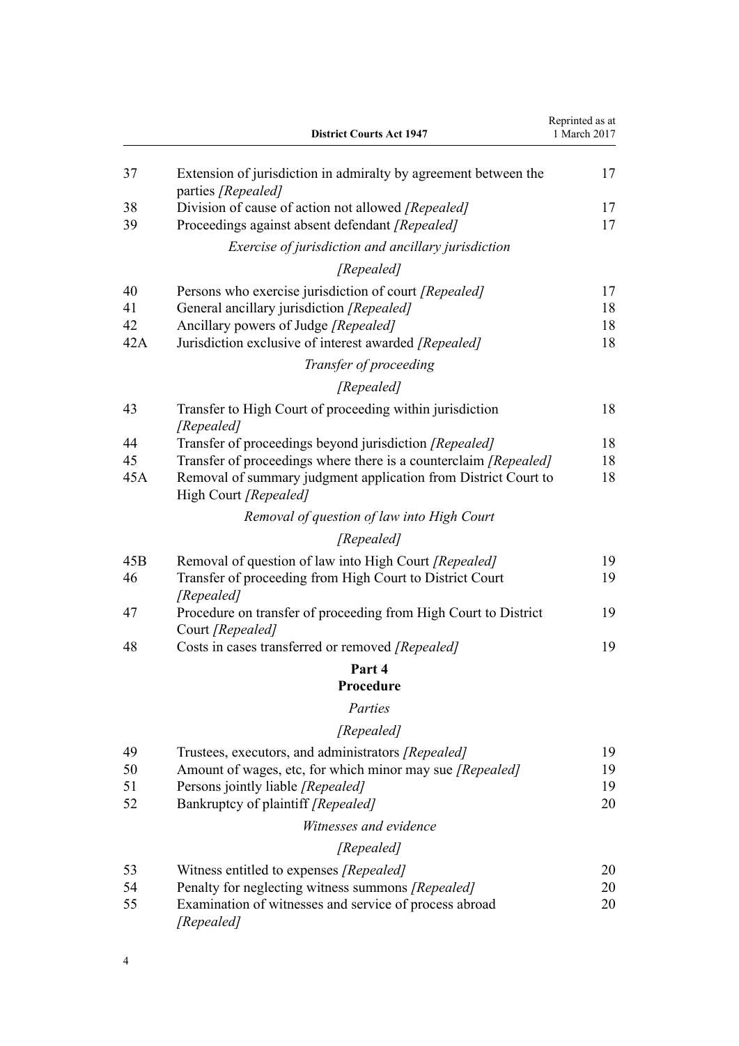| | | |
|---|---|---|
| 37 | Extension of jurisdiction in admiralty by agreement between the parties *[Repealed]* | 17 |
| 38 | Division of cause of action not allowed *[Repealed]* | 17 |
| 39 | Proceedings against absent defendant *[Repealed]* | 17 |

*Exercise of jurisdiction and ancillary jurisdiction*

*[Repealed]*

| | | |
|---|---|---|
| 40 | Persons who exercise jurisdiction of court *[Repealed]* | 17 |
| 41 | General ancillary jurisdiction *[Repealed]* | 18 |
| 42 | Ancillary powers of Judge *[Repealed]* | 18 |
| 42A | Jurisdiction exclusive of interest awarded *[Repealed]* | 18 |

*Transfer of proceeding*

*[Repealed]*

| | | |
|---|---|---|
| 43 | Transfer to High Court of proceeding within jurisdiction *[Repealed]* | 18 |
| 44 | Transfer of proceedings beyond jurisdiction *[Repealed]* | 18 |
| 45 | Transfer of proceedings where there is a counterclaim *[Repealed]* | 18 |
| 45A | Removal of summary judgment application from District Court to High Court *[Repealed]* | 18 |

*Removal of question of law into High Court*

*[Repealed]*

| | | |
|---|---|---|
| 45B | Removal of question of law into High Court *[Repealed]* | 19 |
| 46 | Transfer of proceeding from High Court to District Court *[Repealed]* | 19 |
| 47 | Procedure on transfer of proceeding from High Court to District Court *[Repealed]* | 19 |
| 48 | Costs in cases transferred or removed *[Repealed]* | 19 |

## Part 4
## Procedure

*Parties*

*[Repealed]*

| | | |
|---|---|---|
| 49 | Trustees, executors, and administrators *[Repealed]* | 19 |
| 50 | Amount of wages, etc, for which minor may sue *[Repealed]* | 19 |
| 51 | Persons jointly liable *[Repealed]* | 19 |
| 52 | Bankruptcy of plaintiff *[Repealed]* | 20 |

*Witnesses and evidence*

*[Repealed]*

| | | |
|---|---|---|
| 53 | Witness entitled to expenses *[Repealed]* | 20 |
| 54 | Penalty for neglecting witness summons *[Repealed]* | 20 |
| 55 | Examination of witnesses and service of process abroad *[Repealed]* | 20 |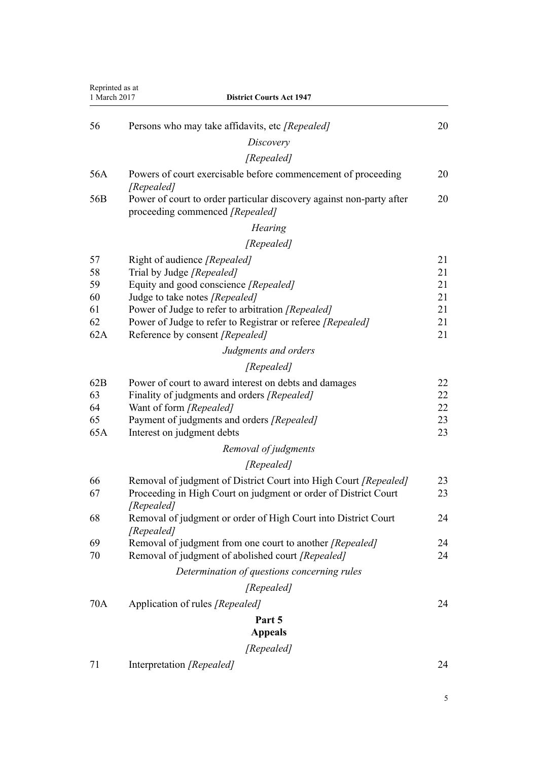| | | |
|---|---|---|
| 56 | Persons who may take affidavits, etc *[Repealed]* | 20 |
| | *Discovery* | |
| | *[Repealed]* | |
| 56A | Powers of court exercisable before commencement of proceeding *[Repealed]* | 20 |
| 56B | Power of court to order particular discovery against non-party after proceeding commenced *[Repealed]* | 20 |
| | *Hearing* | |
| | *[Repealed]* | |
| 57 | Right of audience *[Repealed]* | 21 |
| 58 | Trial by Judge *[Repealed]* | 21 |
| 59 | Equity and good conscience *[Repealed]* | 21 |
| 60 | Judge to take notes *[Repealed]* | 21 |
| 61 | Power of Judge to refer to arbitration *[Repealed]* | 21 |
| 62 | Power of Judge to refer to Registrar or referee *[Repealed]* | 21 |
| 62A | Reference by consent *[Repealed]* | 21 |
| | *Judgments and orders* | |
| | *[Repealed]* | |
| 62B | Power of court to award interest on debts and damages | 22 |
| 63 | Finality of judgments and orders *[Repealed]* | 22 |
| 64 | Want of form *[Repealed]* | 22 |
| 65 | Payment of judgments and orders *[Repealed]* | 23 |
| 65A | Interest on judgment debts | 23 |
| | *Removal of judgments* | |
| | *[Repealed]* | |
| 66 | Removal of judgment of District Court into High Court *[Repealed]* | 23 |
| 67 | Proceeding in High Court on judgment or order of District Court *[Repealed]* | 23 |
| 68 | Removal of judgment or order of High Court into District Court *[Repealed]* | 24 |
| 69 | Removal of judgment from one court to another *[Repealed]* | 24 |
| 70 | Removal of judgment of abolished court *[Repealed]* | 24 |
| | *Determination of questions concerning rules* | |
| | *[Repealed]* | |
| 70A | Application of rules *[Repealed]* | 24 |
| | **Part 5** **Appeals** | |
| | *[Repealed]* | |
| 71 | Interpretation *[Repealed]* | 24 |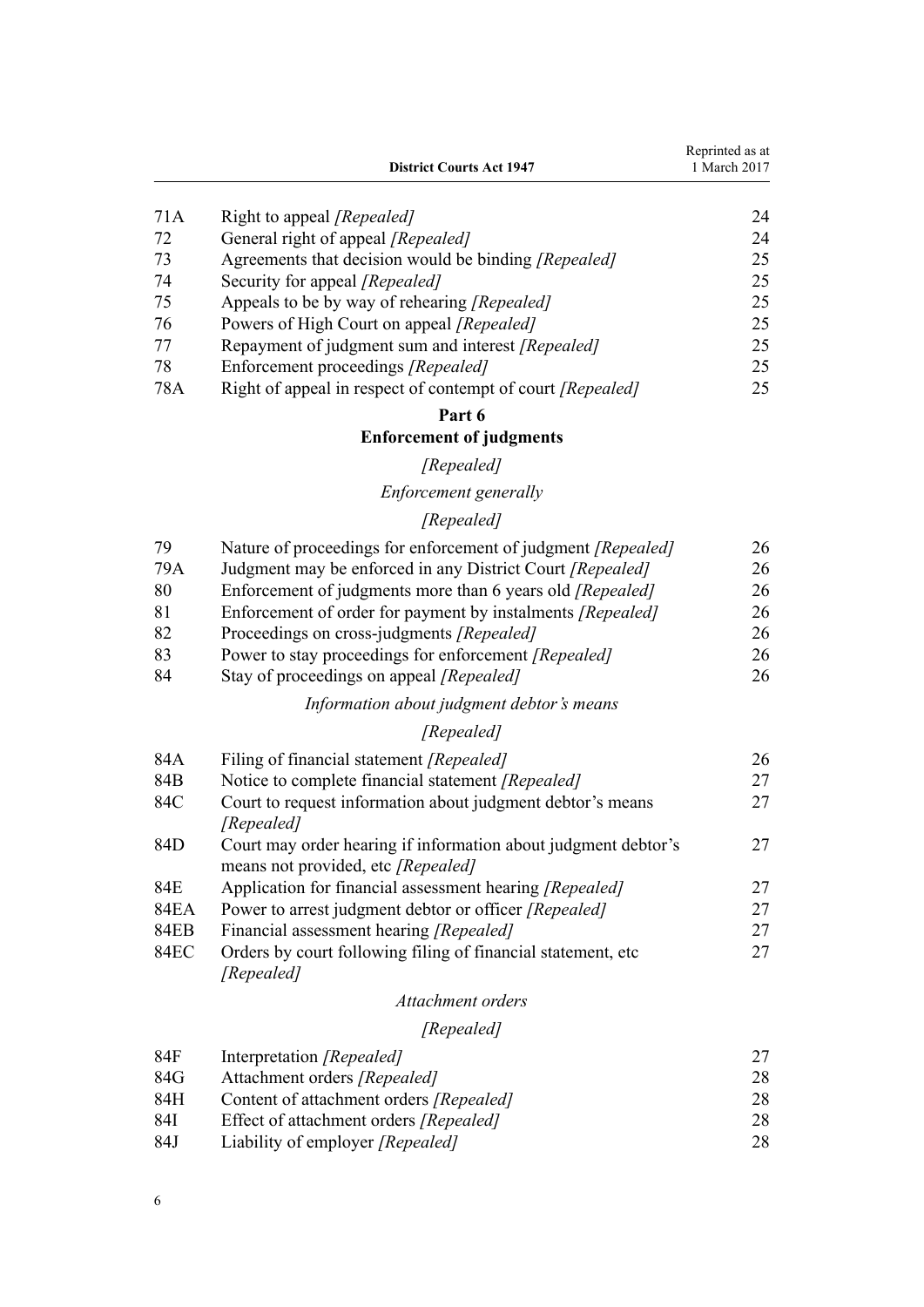| | | |
|---|---|---|
| 71A | Right to appeal *[Repealed]* | 24 |
| 72 | General right of appeal *[Repealed]* | 24 |
| 73 | Agreements that decision would be binding *[Repealed]* | 25 |
| 74 | Security for appeal *[Repealed]* | 25 |
| 75 | Appeals to be by way of rehearing *[Repealed]* | 25 |
| 76 | Powers of High Court on appeal *[Repealed]* | 25 |
| 77 | Repayment of judgment sum and interest *[Repealed]* | 25 |
| 78 | Enforcement proceedings *[Repealed]* | 25 |
| 78A | Right of appeal in respect of contempt of court *[Repealed]* | 25 |

## Part 6
## Enforcement of judgments

*[Repealed]*

*Enforcement generally*

*[Repealed]*

| | | |
|---|---|---|
| 79 | Nature of proceedings for enforcement of judgment *[Repealed]* | 26 |
| 79A | Judgment may be enforced in any District Court *[Repealed]* | 26 |
| 80 | Enforcement of judgments more than 6 years old *[Repealed]* | 26 |
| 81 | Enforcement of order for payment by instalments *[Repealed]* | 26 |
| 82 | Proceedings on cross-judgments *[Repealed]* | 26 |
| 83 | Power to stay proceedings for enforcement *[Repealed]* | 26 |
| 84 | Stay of proceedings on appeal *[Repealed]* | 26 |

*Information about judgment debtor's means*

*[Repealed]*

| | | |
|---|---|---|
| 84A | Filing of financial statement *[Repealed]* | 26 |
| 84B | Notice to complete financial statement *[Repealed]* | 27 |
| 84C | Court to request information about judgment debtor's means *[Repealed]* | 27 |
| 84D | Court may order hearing if information about judgment debtor's means not provided, etc *[Repealed]* | 27 |
| 84E | Application for financial assessment hearing *[Repealed]* | 27 |
| 84EA | Power to arrest judgment debtor or officer *[Repealed]* | 27 |
| 84EB | Financial assessment hearing *[Repealed]* | 27 |
| 84EC | Orders by court following filing of financial statement, etc *[Repealed]* | 27 |

*Attachment orders*

*[Repealed]*

| | | |
|---|---|---|
| 84F | Interpretation *[Repealed]* | 27 |
| 84G | Attachment orders *[Repealed]* | 28 |
| 84H | Content of attachment orders *[Repealed]* | 28 |
| 84I | Effect of attachment orders *[Repealed]* | 28 |
| 84J | Liability of employer *[Repealed]* | 28 |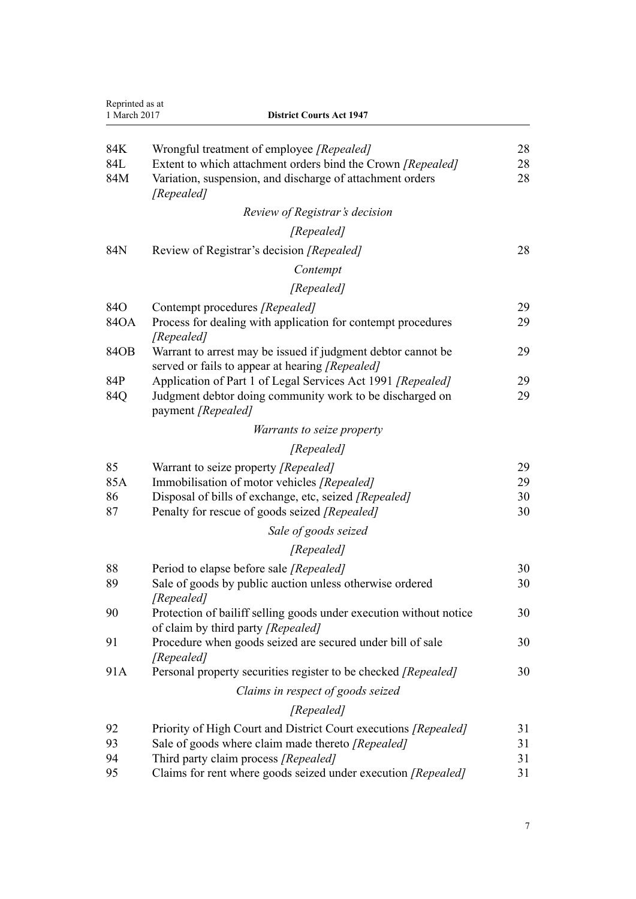| | | |
|---|---|---|
| 84K | Wrongful treatment of employee *[Repealed]* | 28 |
| 84L | Extent to which attachment orders bind the Crown *[Repealed]* | 28 |
| 84M | Variation, suspension, and discharge of attachment orders *[Repealed]* | 28 |
| | *Review of Registrar's decision* | |
| | *[Repealed]* | |
| 84N | Review of Registrar's decision *[Repealed]* | 28 |
| | *Contempt* | |
| | *[Repealed]* | |
| 84O | Contempt procedures *[Repealed]* | 29 |
| 84OA | Process for dealing with application for contempt procedures *[Repealed]* | 29 |
| 84OB | Warrant to arrest may be issued if judgment debtor cannot be served or fails to appear at hearing *[Repealed]* | 29 |
| 84P | Application of Part 1 of Legal Services Act 1991 *[Repealed]* | 29 |
| 84Q | Judgment debtor doing community work to be discharged on payment *[Repealed]* | 29 |
| | *Warrants to seize property* | |
| | *[Repealed]* | |
| 85 | Warrant to seize property *[Repealed]* | 29 |
| 85A | Immobilisation of motor vehicles *[Repealed]* | 29 |
| 86 | Disposal of bills of exchange, etc, seized *[Repealed]* | 30 |
| 87 | Penalty for rescue of goods seized *[Repealed]* | 30 |
| | *Sale of goods seized* | |
| | *[Repealed]* | |
| 88 | Period to elapse before sale *[Repealed]* | 30 |
| 89 | Sale of goods by public auction unless otherwise ordered *[Repealed]* | 30 |
| 90 | Protection of bailiff selling goods under execution without notice of claim by third party *[Repealed]* | 30 |
| 91 | Procedure when goods seized are secured under bill of sale *[Repealed]* | 30 |
| 91A | Personal property securities register to be checked *[Repealed]* | 30 |
| | *Claims in respect of goods seized* | |
| | *[Repealed]* | |
| 92 | Priority of High Court and District Court executions *[Repealed]* | 31 |
| 93 | Sale of goods where claim made thereto *[Repealed]* | 31 |
| 94 | Third party claim process *[Repealed]* | 31 |
| 95 | Claims for rent where goods seized under execution *[Repealed]* | 31 |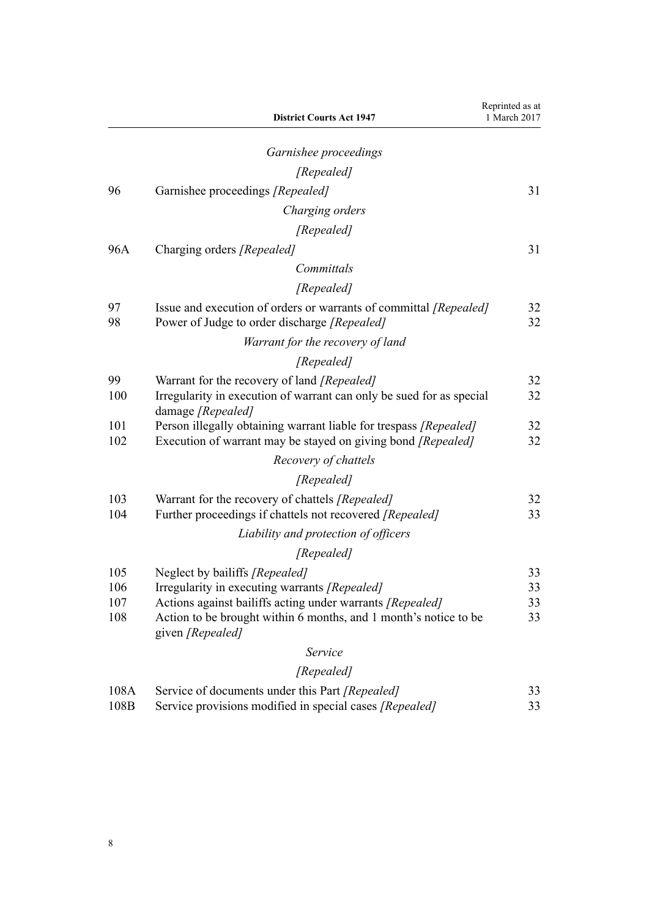*Garnishee proceedings*

*[Repealed]*

| | | |
|---|---|---|
| 96 | Garnishee proceedings *[Repealed]* | 31 |

*Charging orders*

*[Repealed]*

| | | |
|---|---|---|
| 96A | Charging orders *[Repealed]* | 31 |

*Committals*

*[Repealed]*

| | | |
|---|---|---|
| 97 | Issue and execution of orders or warrants of committal *[Repealed]* | 32 |
| 98 | Power of Judge to order discharge *[Repealed]* | 32 |

*Warrant for the recovery of land*

*[Repealed]*

| | | |
|---|---|---|
| 99 | Warrant for the recovery of land *[Repealed]* | 32 |
| 100 | Irregularity in execution of warrant can only be sued for as special damage *[Repealed]* | 32 |
| 101 | Person illegally obtaining warrant liable for trespass *[Repealed]* | 32 |
| 102 | Execution of warrant may be stayed on giving bond *[Repealed]* | 32 |

*Recovery of chattels*

*[Repealed]*

| | | |
|---|---|---|
| 103 | Warrant for the recovery of chattels *[Repealed]* | 32 |
| 104 | Further proceedings if chattels not recovered *[Repealed]* | 33 |

*Liability and protection of officers*

*[Repealed]*

| | | |
|---|---|---|
| 105 | Neglect by bailiffs *[Repealed]* | 33 |
| 106 | Irregularity in executing warrants *[Repealed]* | 33 |
| 107 | Actions against bailiffs acting under warrants *[Repealed]* | 33 |
| 108 | Action to be brought within 6 months, and 1 month's notice to be given *[Repealed]* | 33 |

*Service*

*[Repealed]*

| | | |
|---|---|---|
| 108A | Service of documents under this Part *[Repealed]* | 33 |
| 108B | Service provisions modified in special cases *[Repealed]* | 33 |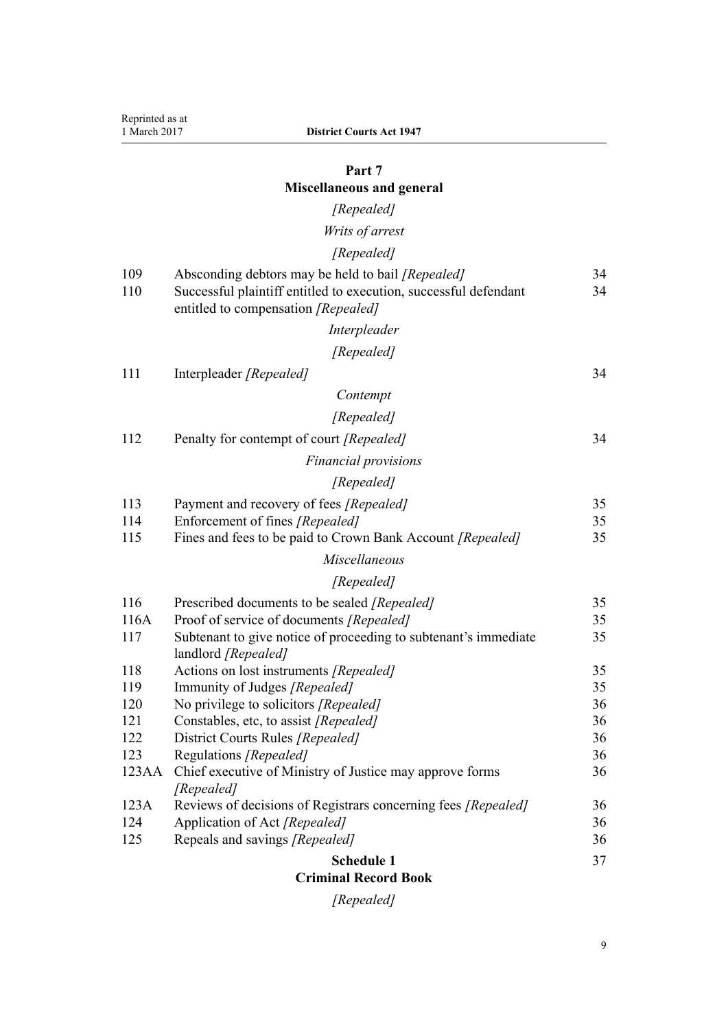## Part 7
## Miscellaneous and general

*[Repealed]*

*Writs of arrest*

*[Repealed]*

| | | |
|---|---|---|
| 109 | Absconding debtors may be held to bail *[Repealed]* | 34 |
| 110 | Successful plaintiff entitled to execution, successful defendant entitled to compensation *[Repealed]* | 34 |

*Interpleader*

*[Repealed]*

| | | |
|---|---|---|
| 111 | Interpleader *[Repealed]* | 34 |

*Contempt*

*[Repealed]*

| | | |
|---|---|---|
| 112 | Penalty for contempt of court *[Repealed]* | 34 |

*Financial provisions*

*[Repealed]*

| | | |
|---|---|---|
| 113 | Payment and recovery of fees *[Repealed]* | 35 |
| 114 | Enforcement of fines *[Repealed]* | 35 |
| 115 | Fines and fees to be paid to Crown Bank Account *[Repealed]* | 35 |

*Miscellaneous*

*[Repealed]*

| | | |
|---|---|---|
| 116 | Prescribed documents to be sealed *[Repealed]* | 35 |
| 116A | Proof of service of documents *[Repealed]* | 35 |
| 117 | Subtenant to give notice of proceeding to subtenant's immediate landlord *[Repealed]* | 35 |
| 118 | Actions on lost instruments *[Repealed]* | 35 |
| 119 | Immunity of Judges *[Repealed]* | 35 |
| 120 | No privilege to solicitors *[Repealed]* | 36 |
| 121 | Constables, etc, to assist *[Repealed]* | 36 |
| 122 | District Courts Rules *[Repealed]* | 36 |
| 123 | Regulations *[Repealed]* | 36 |
| 123AA | Chief executive of Ministry of Justice may approve forms *[Repealed]* | 36 |
| 123A | Reviews of decisions of Registrars concerning fees *[Repealed]* | 36 |
| 124 | Application of Act *[Repealed]* | 36 |
| 125 | Repeals and savings *[Repealed]* | 36 |

**Schedule 1** 37
**Criminal Record Book**

*[Repealed]*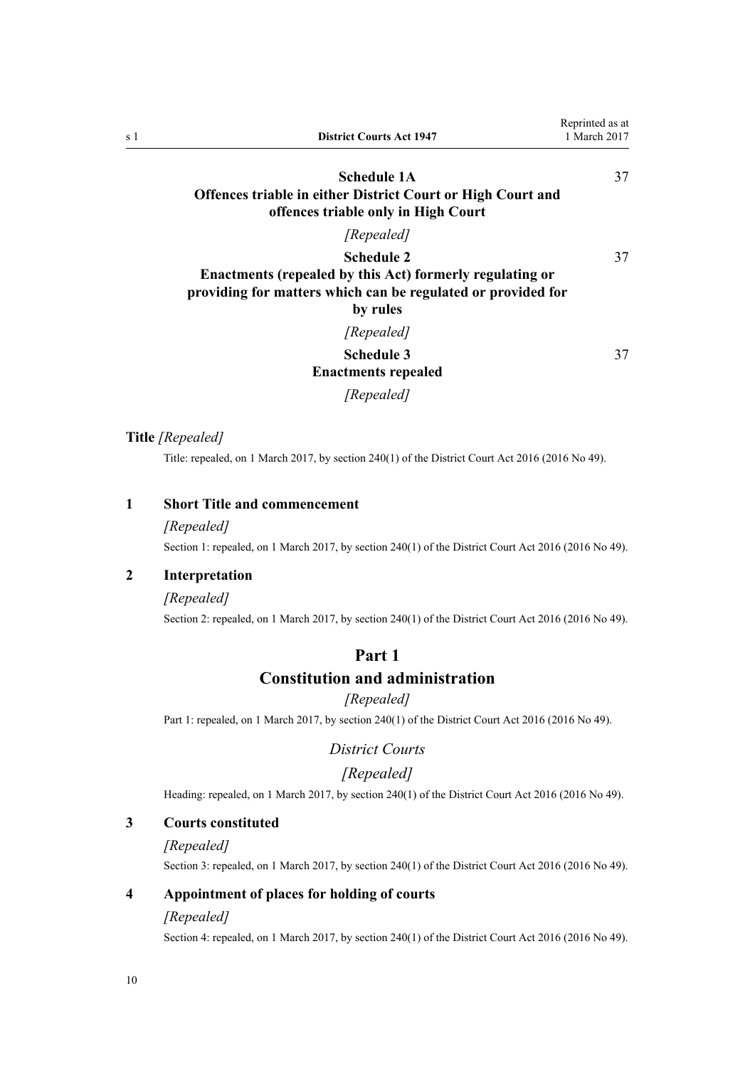**Schedule 1A**
**Offences triable in either District Court or High Court and offences triable only in High Court** 37

*[Repealed]*

**Schedule 2**
**Enactments (repealed by this Act) formerly regulating or providing for matters which can be regulated or provided for by rules** 37

*[Repealed]*

**Schedule 3**
**Enactments repealed** 37

*[Repealed]*

**Title** *[Repealed]*

Title: repealed, on 1 March 2017, by section 240(1) of the District Court Act 2016 (2016 No 49).

### 1 Short Title and commencement

*[Repealed]*

Section 1: repealed, on 1 March 2017, by section 240(1) of the District Court Act 2016 (2016 No 49).

### 2 Interpretation

*[Repealed]*

Section 2: repealed, on 1 March 2017, by section 240(1) of the District Court Act 2016 (2016 No 49).

## Part 1
## Constitution and administration

*[Repealed]*

Part 1: repealed, on 1 March 2017, by section 240(1) of the District Court Act 2016 (2016 No 49).

### *District Courts*

*[Repealed]*

Heading: repealed, on 1 March 2017, by section 240(1) of the District Court Act 2016 (2016 No 49).

### 3 Courts constituted

*[Repealed]*

Section 3: repealed, on 1 March 2017, by section 240(1) of the District Court Act 2016 (2016 No 49).

### 4 Appointment of places for holding of courts

*[Repealed]*

Section 4: repealed, on 1 March 2017, by section 240(1) of the District Court Act 2016 (2016 No 49).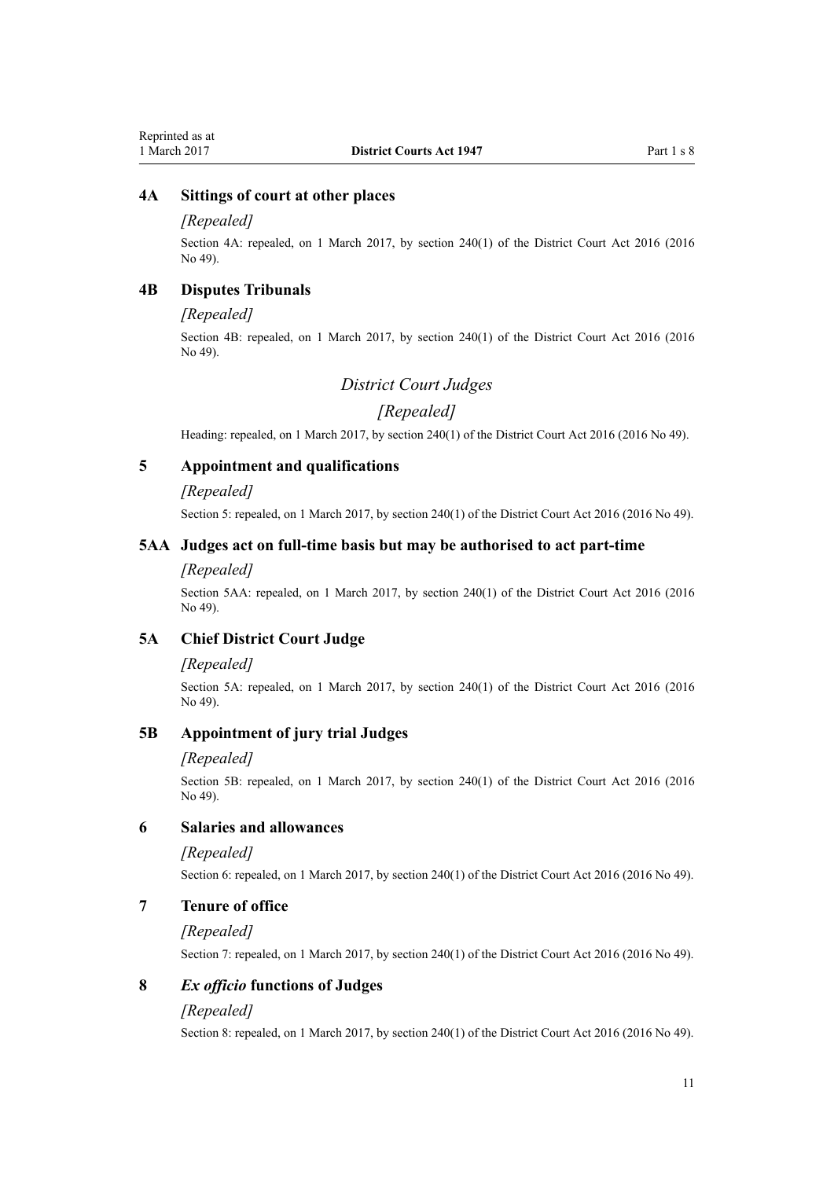### 4A Sittings of court at other places

*[Repealed]*

Section 4A: repealed, on 1 March 2017, by section 240(1) of the District Court Act 2016 (2016 No 49).

### 4B Disputes Tribunals

*[Repealed]*

Section 4B: repealed, on 1 March 2017, by section 240(1) of the District Court Act 2016 (2016 No 49).

## *District Court Judges*

## *[Repealed]*

Heading: repealed, on 1 March 2017, by section 240(1) of the District Court Act 2016 (2016 No 49).

### 5 Appointment and qualifications

*[Repealed]*

Section 5: repealed, on 1 March 2017, by section 240(1) of the District Court Act 2016 (2016 No 49).

### 5AA Judges act on full-time basis but may be authorised to act part-time

*[Repealed]*

Section 5AA: repealed, on 1 March 2017, by section 240(1) of the District Court Act 2016 (2016 No 49).

### 5A Chief District Court Judge

*[Repealed]*

Section 5A: repealed, on 1 March 2017, by section 240(1) of the District Court Act 2016 (2016 No 49).

### 5B Appointment of jury trial Judges

*[Repealed]*

Section 5B: repealed, on 1 March 2017, by section 240(1) of the District Court Act 2016 (2016 No 49).

### 6 Salaries and allowances

*[Repealed]*

Section 6: repealed, on 1 March 2017, by section 240(1) of the District Court Act 2016 (2016 No 49).

### 7 Tenure of office

*[Repealed]*

Section 7: repealed, on 1 March 2017, by section 240(1) of the District Court Act 2016 (2016 No 49).

### 8 *Ex officio* functions of Judges

*[Repealed]*

Section 8: repealed, on 1 March 2017, by section 240(1) of the District Court Act 2016 (2016 No 49).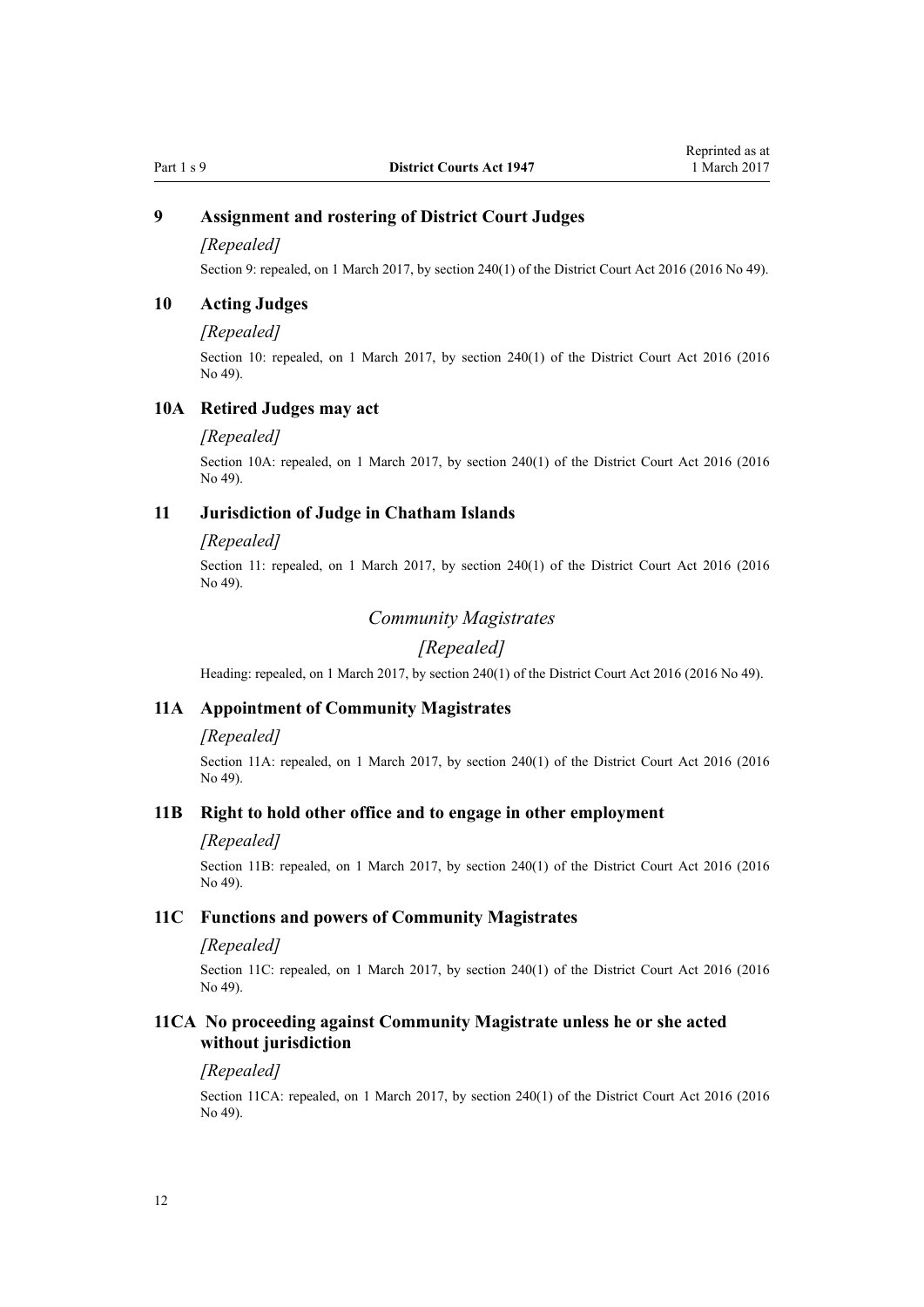### 9 Assignment and rostering of District Court Judges

*[Repealed]*

Section 9: repealed, on 1 March 2017, by section 240(1) of the District Court Act 2016 (2016 No 49).

### 10 Acting Judges

*[Repealed]*

Section 10: repealed, on 1 March 2017, by section 240(1) of the District Court Act 2016 (2016 No 49).

### 10A Retired Judges may act

*[Repealed]*

Section 10A: repealed, on 1 March 2017, by section 240(1) of the District Court Act 2016 (2016 No 49).

### 11 Jurisdiction of Judge in Chatham Islands

*[Repealed]*

Section 11: repealed, on 1 March 2017, by section 240(1) of the District Court Act 2016 (2016 No 49).

## *Community Magistrates*

## *[Repealed]*

Heading: repealed, on 1 March 2017, by section 240(1) of the District Court Act 2016 (2016 No 49).

### 11A Appointment of Community Magistrates

*[Repealed]*

Section 11A: repealed, on 1 March 2017, by section 240(1) of the District Court Act 2016 (2016 No 49).

### 11B Right to hold other office and to engage in other employment

*[Repealed]*

Section 11B: repealed, on 1 March 2017, by section 240(1) of the District Court Act 2016 (2016 No 49).

### 11C Functions and powers of Community Magistrates

*[Repealed]*

Section 11C: repealed, on 1 March 2017, by section 240(1) of the District Court Act 2016 (2016 No 49).

### 11CA No proceeding against Community Magistrate unless he or she acted without jurisdiction

*[Repealed]*

Section 11CA: repealed, on 1 March 2017, by section 240(1) of the District Court Act 2016 (2016 No 49).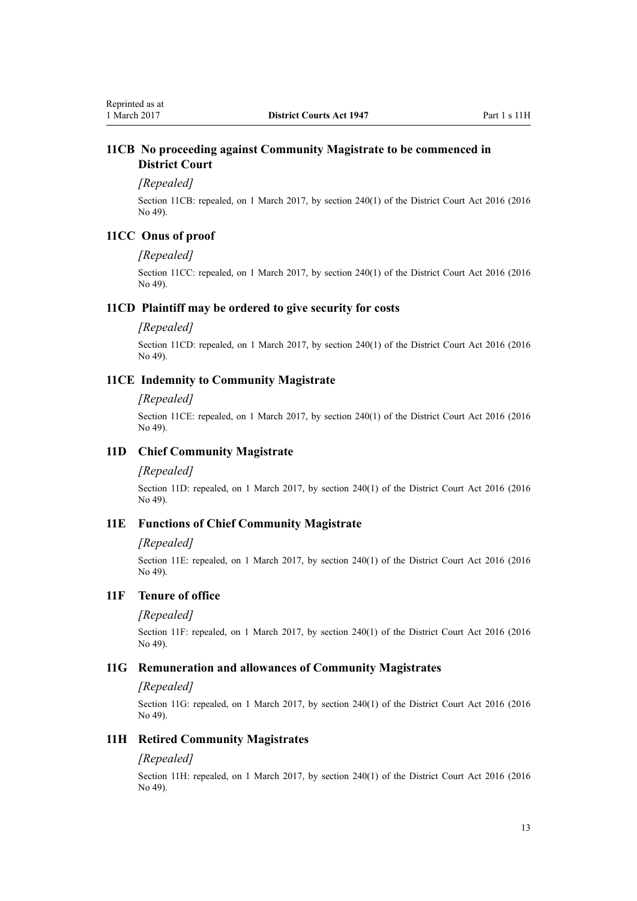### 11CB No proceeding against Community Magistrate to be commenced in District Court

*[Repealed]*

Section 11CB: repealed, on 1 March 2017, by section 240(1) of the District Court Act 2016 (2016 No 49).

### 11CC Onus of proof

*[Repealed]*

Section 11CC: repealed, on 1 March 2017, by section 240(1) of the District Court Act 2016 (2016 No 49).

### 11CD Plaintiff may be ordered to give security for costs

*[Repealed]*

Section 11CD: repealed, on 1 March 2017, by section 240(1) of the District Court Act 2016 (2016 No 49).

### 11CE Indemnity to Community Magistrate

*[Repealed]*

Section 11CE: repealed, on 1 March 2017, by section 240(1) of the District Court Act 2016 (2016 No 49).

### 11D Chief Community Magistrate

*[Repealed]*

Section 11D: repealed, on 1 March 2017, by section 240(1) of the District Court Act 2016 (2016 No 49).

### 11E Functions of Chief Community Magistrate

*[Repealed]*

Section 11E: repealed, on 1 March 2017, by section 240(1) of the District Court Act 2016 (2016 No 49).

### 11F Tenure of office

*[Repealed]*

Section 11F: repealed, on 1 March 2017, by section 240(1) of the District Court Act 2016 (2016 No 49).

### 11G Remuneration and allowances of Community Magistrates

*[Repealed]*

Section 11G: repealed, on 1 March 2017, by section 240(1) of the District Court Act 2016 (2016 No 49).

### 11H Retired Community Magistrates

*[Repealed]*

Section 11H: repealed, on 1 March 2017, by section 240(1) of the District Court Act 2016 (2016 No 49).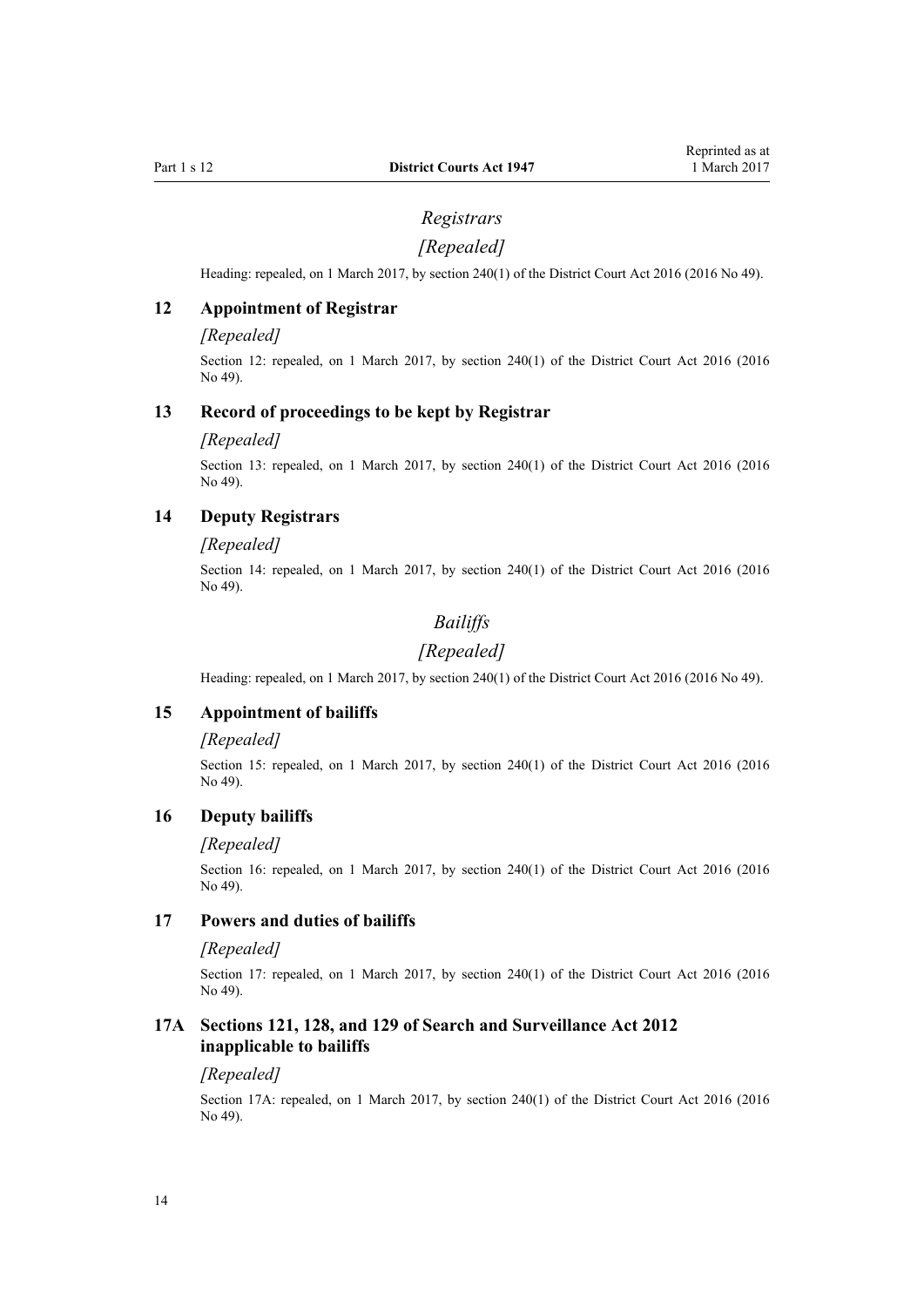## *Registrars*

## *[Repealed]*

Heading: repealed, on 1 March 2017, by section 240(1) of the District Court Act 2016 (2016 No 49).

### 12 Appointment of Registrar

*[Repealed]*

Section 12: repealed, on 1 March 2017, by section 240(1) of the District Court Act 2016 (2016 No 49).

### 13 Record of proceedings to be kept by Registrar

*[Repealed]*

Section 13: repealed, on 1 March 2017, by section 240(1) of the District Court Act 2016 (2016 No 49).

### 14 Deputy Registrars

*[Repealed]*

Section 14: repealed, on 1 March 2017, by section 240(1) of the District Court Act 2016 (2016 No 49).

## *Bailiffs*

## *[Repealed]*

Heading: repealed, on 1 March 2017, by section 240(1) of the District Court Act 2016 (2016 No 49).

### 15 Appointment of bailiffs

*[Repealed]*

Section 15: repealed, on 1 March 2017, by section 240(1) of the District Court Act 2016 (2016 No 49).

### 16 Deputy bailiffs

*[Repealed]*

Section 16: repealed, on 1 March 2017, by section 240(1) of the District Court Act 2016 (2016 No 49).

### 17 Powers and duties of bailiffs

*[Repealed]*

Section 17: repealed, on 1 March 2017, by section 240(1) of the District Court Act 2016 (2016 No 49).

### 17A Sections 121, 128, and 129 of Search and Surveillance Act 2012 inapplicable to bailiffs

*[Repealed]*

Section 17A: repealed, on 1 March 2017, by section 240(1) of the District Court Act 2016 (2016 No 49).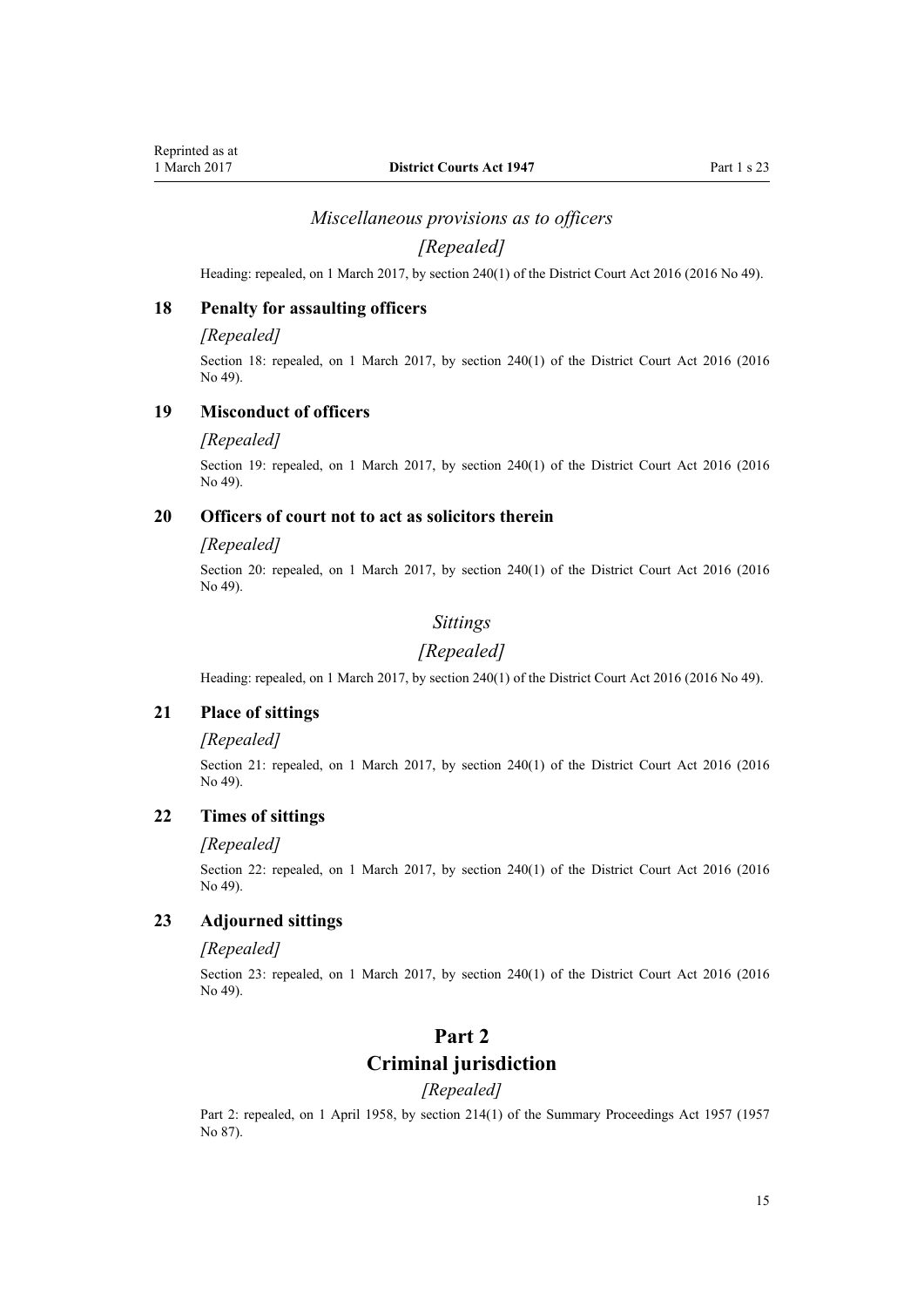### *Miscellaneous provisions as to officers*

### *[Repealed]*

Heading: repealed, on 1 March 2017, by section 240(1) of the District Court Act 2016 (2016 No 49).

#### 18 Penalty for assaulting officers

*[Repealed]*

Section 18: repealed, on 1 March 2017, by section 240(1) of the District Court Act 2016 (2016 No 49).

#### 19 Misconduct of officers

*[Repealed]*

Section 19: repealed, on 1 March 2017, by section 240(1) of the District Court Act 2016 (2016 No 49).

#### 20 Officers of court not to act as solicitors therein

*[Repealed]*

Section 20: repealed, on 1 March 2017, by section 240(1) of the District Court Act 2016 (2016 No 49).

### *Sittings*

### *[Repealed]*

Heading: repealed, on 1 March 2017, by section 240(1) of the District Court Act 2016 (2016 No 49).

#### 21 Place of sittings

*[Repealed]*

Section 21: repealed, on 1 March 2017, by section 240(1) of the District Court Act 2016 (2016 No 49).

#### 22 Times of sittings

*[Repealed]*

Section 22: repealed, on 1 March 2017, by section 240(1) of the District Court Act 2016 (2016 No 49).

#### 23 Adjourned sittings

*[Repealed]*

Section 23: repealed, on 1 March 2017, by section 240(1) of the District Court Act 2016 (2016 No 49).

## Part 2
## Criminal jurisdiction

*[Repealed]*

Part 2: repealed, on 1 April 1958, by section 214(1) of the Summary Proceedings Act 1957 (1957 No 87).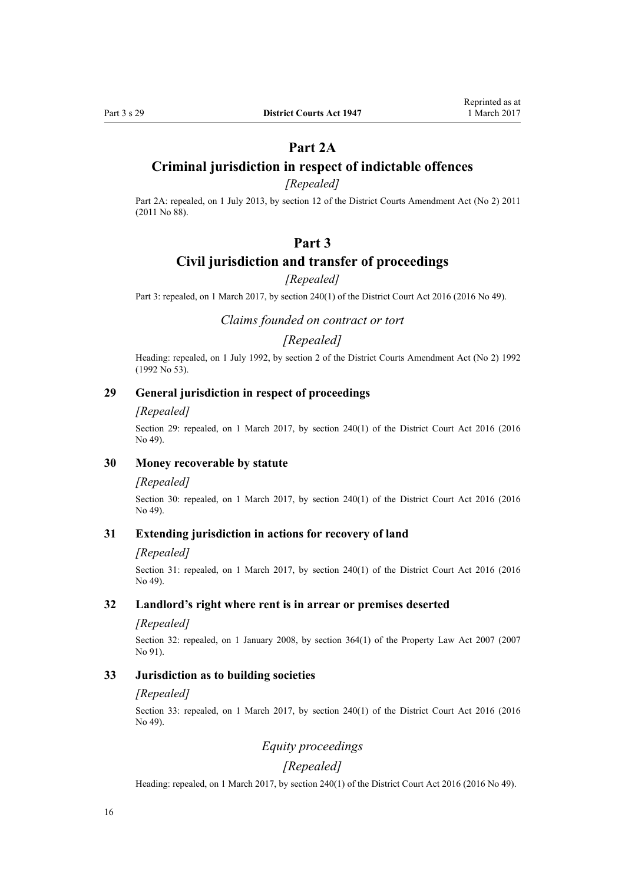## Part 2A

## Criminal jurisdiction in respect of indictable offences

*[Repealed]*

Part 2A: repealed, on 1 July 2013, by section 12 of the District Courts Amendment Act (No 2) 2011 (2011 No 88).

## Part 3

## Civil jurisdiction and transfer of proceedings

*[Repealed]*

Part 3: repealed, on 1 March 2017, by section 240(1) of the District Court Act 2016 (2016 No 49).

### *Claims founded on contract or tort*

### *[Repealed]*

Heading: repealed, on 1 July 1992, by section 2 of the District Courts Amendment Act (No 2) 1992 (1992 No 53).

#### 29 General jurisdiction in respect of proceedings

*[Repealed]*

Section 29: repealed, on 1 March 2017, by section 240(1) of the District Court Act 2016 (2016 No 49).

#### 30 Money recoverable by statute

*[Repealed]*

Section 30: repealed, on 1 March 2017, by section 240(1) of the District Court Act 2016 (2016 No 49).

#### 31 Extending jurisdiction in actions for recovery of land

*[Repealed]*

Section 31: repealed, on 1 March 2017, by section 240(1) of the District Court Act 2016 (2016 No 49).

#### 32 Landlord's right where rent is in arrear or premises deserted

*[Repealed]*

Section 32: repealed, on 1 January 2008, by section 364(1) of the Property Law Act 2007 (2007 No 91).

#### 33 Jurisdiction as to building societies

*[Repealed]*

Section 33: repealed, on 1 March 2017, by section 240(1) of the District Court Act 2016 (2016 No 49).

### *Equity proceedings*

### *[Repealed]*

Heading: repealed, on 1 March 2017, by section 240(1) of the District Court Act 2016 (2016 No 49).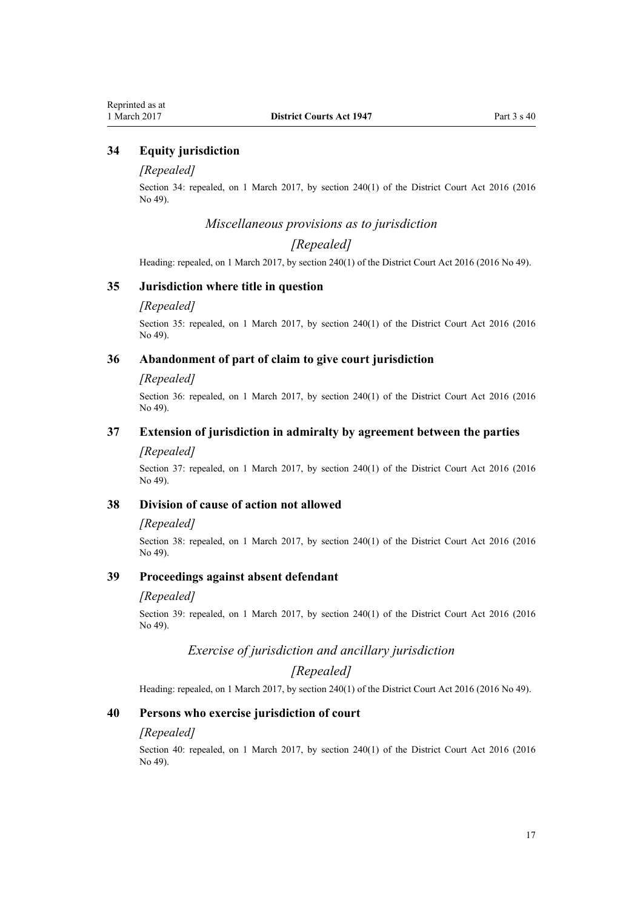### 34 Equity jurisdiction

*[Repealed]*

Section 34: repealed, on 1 March 2017, by section 240(1) of the District Court Act 2016 (2016 No 49).

*Miscellaneous provisions as to jurisdiction*

*[Repealed]*

Heading: repealed, on 1 March 2017, by section 240(1) of the District Court Act 2016 (2016 No 49).

### 35 Jurisdiction where title in question

*[Repealed]*

Section 35: repealed, on 1 March 2017, by section 240(1) of the District Court Act 2016 (2016 No 49).

### 36 Abandonment of part of claim to give court jurisdiction

*[Repealed]*

Section 36: repealed, on 1 March 2017, by section 240(1) of the District Court Act 2016 (2016 No 49).

### 37 Extension of jurisdiction in admiralty by agreement between the parties

*[Repealed]*

Section 37: repealed, on 1 March 2017, by section 240(1) of the District Court Act 2016 (2016 No 49).

### 38 Division of cause of action not allowed

*[Repealed]*

Section 38: repealed, on 1 March 2017, by section 240(1) of the District Court Act 2016 (2016 No 49).

### 39 Proceedings against absent defendant

*[Repealed]*

Section 39: repealed, on 1 March 2017, by section 240(1) of the District Court Act 2016 (2016 No 49).

*Exercise of jurisdiction and ancillary jurisdiction*

*[Repealed]*

Heading: repealed, on 1 March 2017, by section 240(1) of the District Court Act 2016 (2016 No 49).

### 40 Persons who exercise jurisdiction of court

*[Repealed]*

Section 40: repealed, on 1 March 2017, by section 240(1) of the District Court Act 2016 (2016 No 49).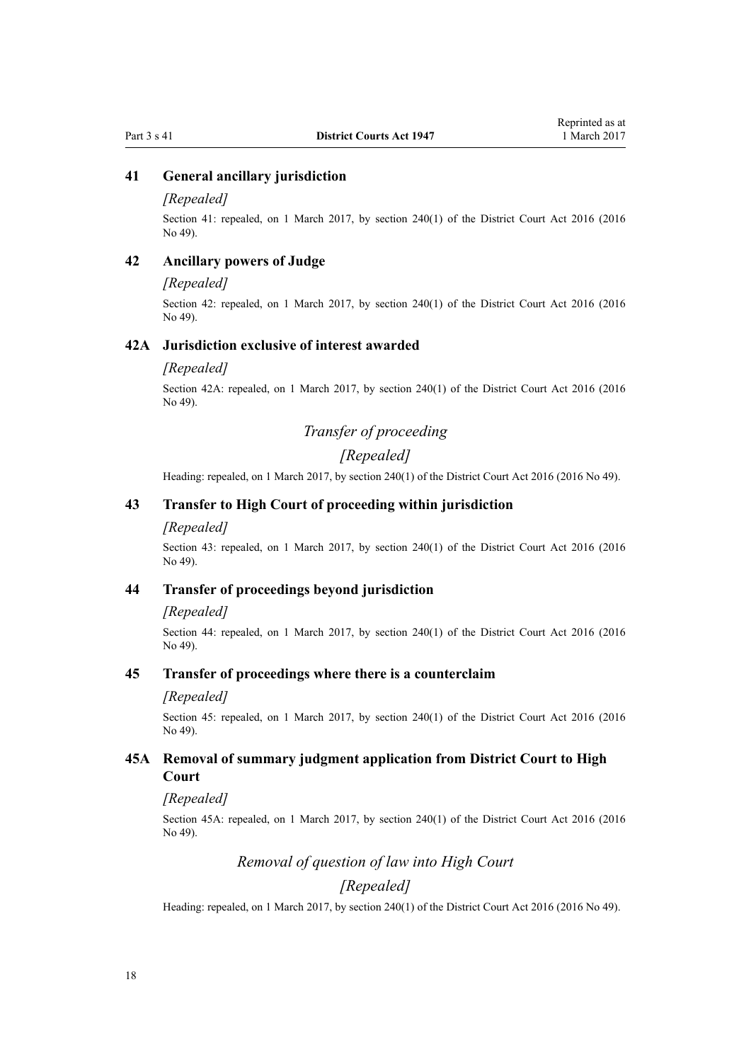### 41 General ancillary jurisdiction

*[Repealed]*

Section 41: repealed, on 1 March 2017, by section 240(1) of the District Court Act 2016 (2016 No 49).

### 42 Ancillary powers of Judge

*[Repealed]*

Section 42: repealed, on 1 March 2017, by section 240(1) of the District Court Act 2016 (2016 No 49).

### 42A Jurisdiction exclusive of interest awarded

*[Repealed]*

Section 42A: repealed, on 1 March 2017, by section 240(1) of the District Court Act 2016 (2016 No 49).

*Transfer of proceeding*

*[Repealed]*

Heading: repealed, on 1 March 2017, by section 240(1) of the District Court Act 2016 (2016 No 49).

### 43 Transfer to High Court of proceeding within jurisdiction

*[Repealed]*

Section 43: repealed, on 1 March 2017, by section 240(1) of the District Court Act 2016 (2016 No 49).

### 44 Transfer of proceedings beyond jurisdiction

*[Repealed]*

Section 44: repealed, on 1 March 2017, by section 240(1) of the District Court Act 2016 (2016 No 49).

### 45 Transfer of proceedings where there is a counterclaim

*[Repealed]*

Section 45: repealed, on 1 March 2017, by section 240(1) of the District Court Act 2016 (2016 No 49).

### 45A Removal of summary judgment application from District Court to High Court

*[Repealed]*

Section 45A: repealed, on 1 March 2017, by section 240(1) of the District Court Act 2016 (2016 No 49).

*Removal of question of law into High Court*

*[Repealed]*

Heading: repealed, on 1 March 2017, by section 240(1) of the District Court Act 2016 (2016 No 49).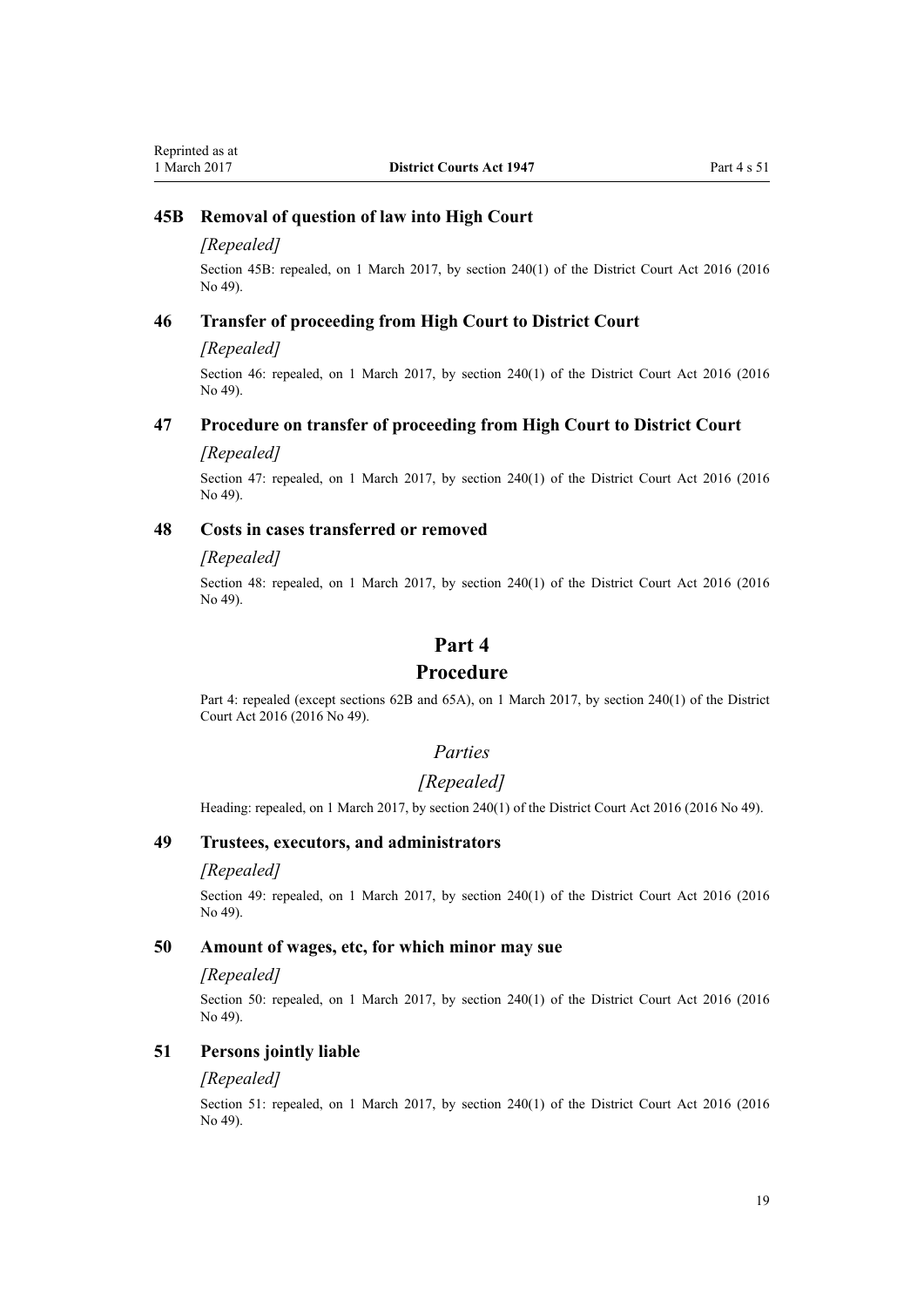### 45B Removal of question of law into High Court

*[Repealed]*

Section 45B: repealed, on 1 March 2017, by section 240(1) of the District Court Act 2016 (2016 No 49).

### 46 Transfer of proceeding from High Court to District Court

*[Repealed]*

Section 46: repealed, on 1 March 2017, by section 240(1) of the District Court Act 2016 (2016 No 49).

### 47 Procedure on transfer of proceeding from High Court to District Court

*[Repealed]*

Section 47: repealed, on 1 March 2017, by section 240(1) of the District Court Act 2016 (2016 No 49).

### 48 Costs in cases transferred or removed

*[Repealed]*

Section 48: repealed, on 1 March 2017, by section 240(1) of the District Court Act 2016 (2016 No 49).

# Part 4
# Procedure

Part 4: repealed (except sections 62B and 65A), on 1 March 2017, by section 240(1) of the District Court Act 2016 (2016 No 49).

## *Parties*

## *[Repealed]*

Heading: repealed, on 1 March 2017, by section 240(1) of the District Court Act 2016 (2016 No 49).

### 49 Trustees, executors, and administrators

*[Repealed]*

Section 49: repealed, on 1 March 2017, by section 240(1) of the District Court Act 2016 (2016 No 49).

### 50 Amount of wages, etc, for which minor may sue

*[Repealed]*

Section 50: repealed, on 1 March 2017, by section 240(1) of the District Court Act 2016 (2016 No 49).

### 51 Persons jointly liable

*[Repealed]*

Section 51: repealed, on 1 March 2017, by section 240(1) of the District Court Act 2016 (2016 No 49).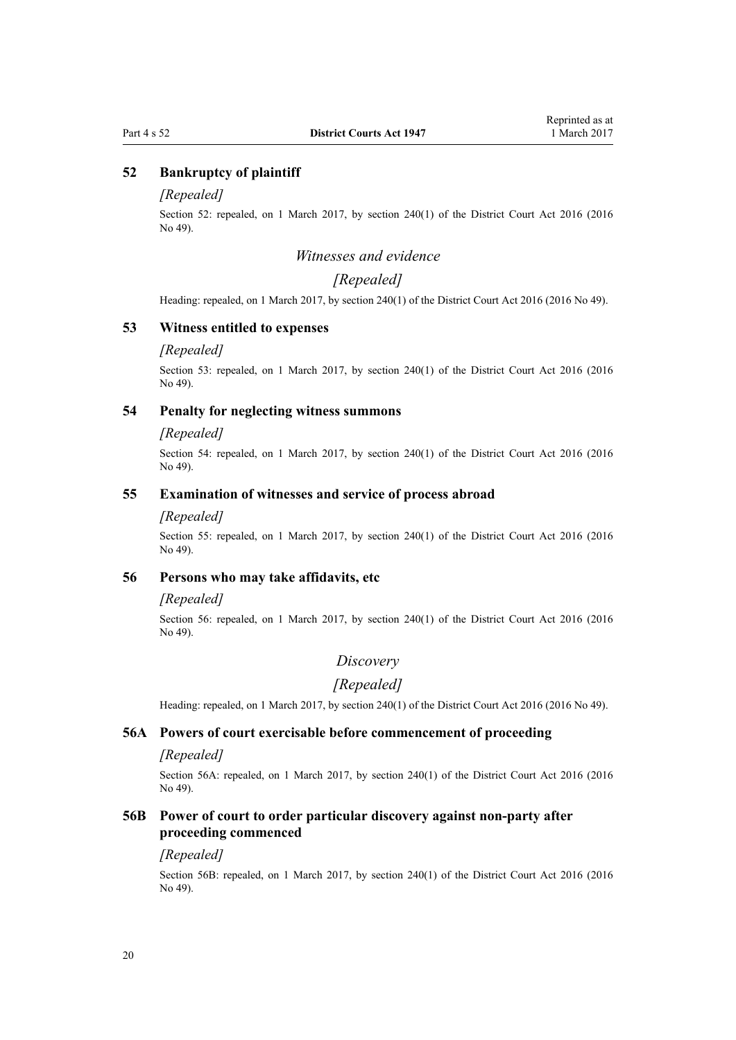### 52 Bankruptcy of plaintiff

*[Repealed]*

Section 52: repealed, on 1 March 2017, by section 240(1) of the District Court Act 2016 (2016 No 49).

*Witnesses and evidence*

*[Repealed]*

Heading: repealed, on 1 March 2017, by section 240(1) of the District Court Act 2016 (2016 No 49).

### 53 Witness entitled to expenses

*[Repealed]*

Section 53: repealed, on 1 March 2017, by section 240(1) of the District Court Act 2016 (2016 No 49).

### 54 Penalty for neglecting witness summons

*[Repealed]*

Section 54: repealed, on 1 March 2017, by section 240(1) of the District Court Act 2016 (2016 No 49).

### 55 Examination of witnesses and service of process abroad

*[Repealed]*

Section 55: repealed, on 1 March 2017, by section 240(1) of the District Court Act 2016 (2016 No 49).

### 56 Persons who may take affidavits, etc

*[Repealed]*

Section 56: repealed, on 1 March 2017, by section 240(1) of the District Court Act 2016 (2016 No 49).

*Discovery*

*[Repealed]*

Heading: repealed, on 1 March 2017, by section 240(1) of the District Court Act 2016 (2016 No 49).

### 56A Powers of court exercisable before commencement of proceeding

*[Repealed]*

Section 56A: repealed, on 1 March 2017, by section 240(1) of the District Court Act 2016 (2016 No 49).

### 56B Power of court to order particular discovery against non-party after proceeding commenced

*[Repealed]*

Section 56B: repealed, on 1 March 2017, by section 240(1) of the District Court Act 2016 (2016 No 49).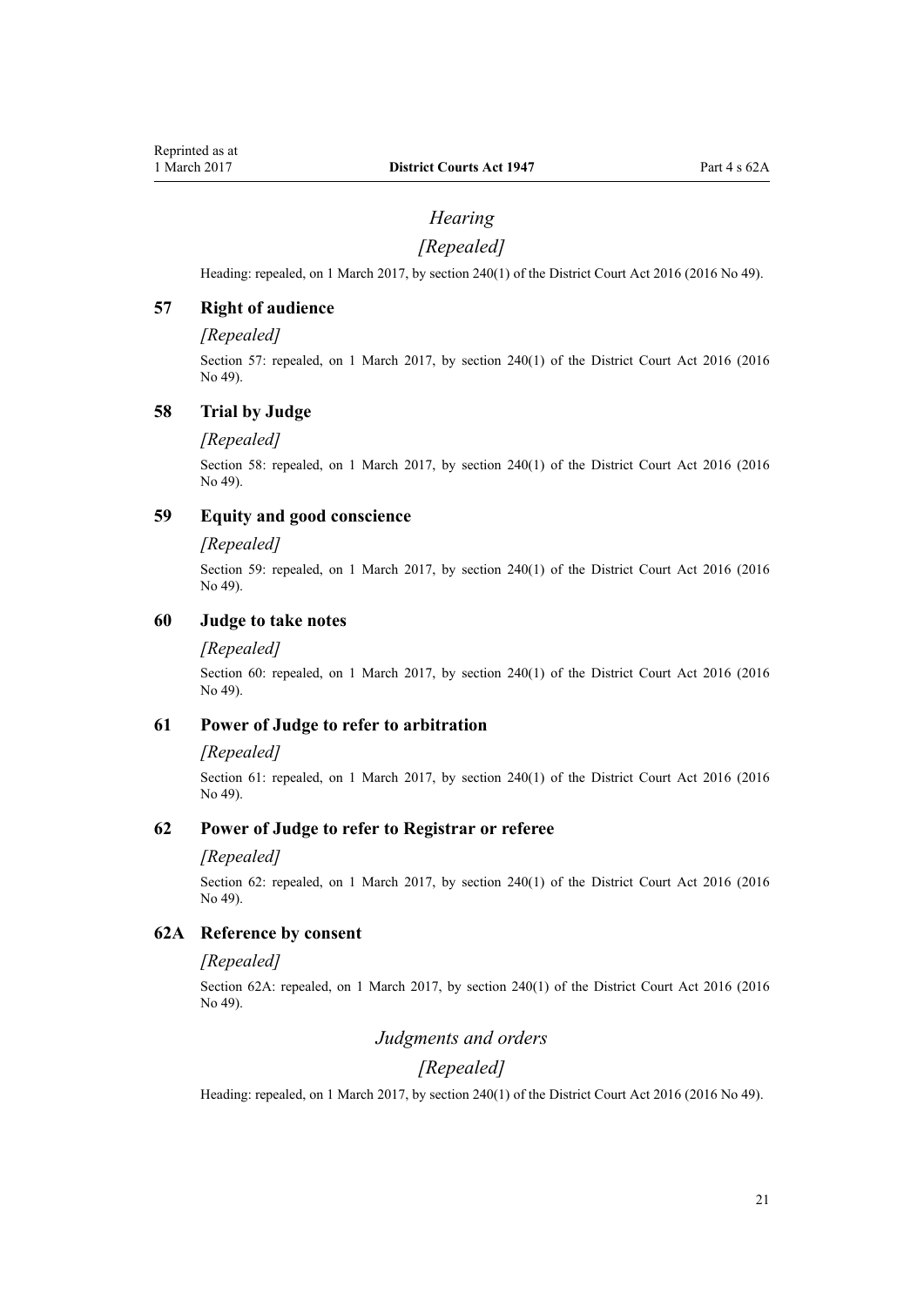## *Hearing*

## *[Repealed]*

Heading: repealed, on 1 March 2017, by section 240(1) of the District Court Act 2016 (2016 No 49).

### 57 Right of audience

*[Repealed]*

Section 57: repealed, on 1 March 2017, by section 240(1) of the District Court Act 2016 (2016 No 49).

### 58 Trial by Judge

*[Repealed]*

Section 58: repealed, on 1 March 2017, by section 240(1) of the District Court Act 2016 (2016 No 49).

### 59 Equity and good conscience

*[Repealed]*

Section 59: repealed, on 1 March 2017, by section 240(1) of the District Court Act 2016 (2016 No 49).

### 60 Judge to take notes

*[Repealed]*

Section 60: repealed, on 1 March 2017, by section 240(1) of the District Court Act 2016 (2016 No 49).

### 61 Power of Judge to refer to arbitration

*[Repealed]*

Section 61: repealed, on 1 March 2017, by section 240(1) of the District Court Act 2016 (2016 No 49).

### 62 Power of Judge to refer to Registrar or referee

*[Repealed]*

Section 62: repealed, on 1 March 2017, by section 240(1) of the District Court Act 2016 (2016 No 49).

### 62A Reference by consent

*[Repealed]*

Section 62A: repealed, on 1 March 2017, by section 240(1) of the District Court Act 2016 (2016 No 49).

## *Judgments and orders*

## *[Repealed]*

Heading: repealed, on 1 March 2017, by section 240(1) of the District Court Act 2016 (2016 No 49).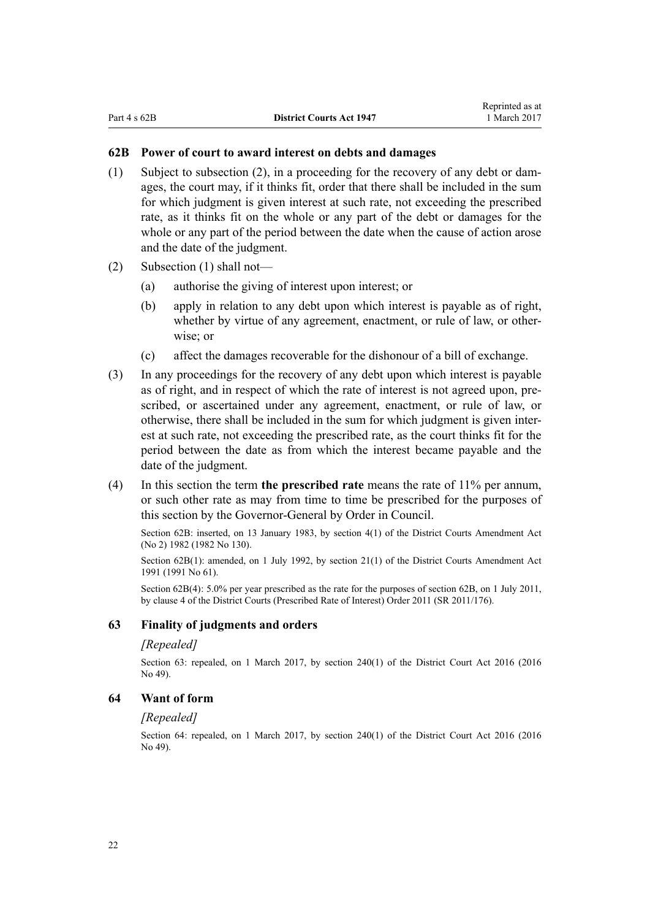### 62B Power of court to award interest on debts and damages

(1) Subject to subsection (2), in a proceeding for the recovery of any debt or damages, the court may, if it thinks fit, order that there shall be included in the sum for which judgment is given interest at such rate, not exceeding the prescribed rate, as it thinks fit on the whole or any part of the debt or damages for the whole or any part of the period between the date when the cause of action arose and the date of the judgment.

(2) Subsection (1) shall not—

   (a) authorise the giving of interest upon interest; or

   (b) apply in relation to any debt upon which interest is payable as of right, whether by virtue of any agreement, enactment, or rule of law, or otherwise; or

   (c) affect the damages recoverable for the dishonour of a bill of exchange.

(3) In any proceedings for the recovery of any debt upon which interest is payable as of right, and in respect of which the rate of interest is not agreed upon, prescribed, or ascertained under any agreement, enactment, or rule of law, or otherwise, there shall be included in the sum for which judgment is given interest at such rate, not exceeding the prescribed rate, as the court thinks fit for the period between the date as from which the interest became payable and the date of the judgment.

(4) In this section the term **the prescribed rate** means the rate of 11% per annum, or such other rate as may from time to time be prescribed for the purposes of this section by the Governor-General by Order in Council.

Section 62B: inserted, on 13 January 1983, by section 4(1) of the District Courts Amendment Act (No 2) 1982 (1982 No 130).

Section 62B(1): amended, on 1 July 1992, by section 21(1) of the District Courts Amendment Act 1991 (1991 No 61).

Section 62B(4): 5.0% per year prescribed as the rate for the purposes of section 62B, on 1 July 2011, by clause 4 of the District Courts (Prescribed Rate of Interest) Order 2011 (SR 2011/176).

### 63 Finality of judgments and orders

*[Repealed]*

Section 63: repealed, on 1 March 2017, by section 240(1) of the District Court Act 2016 (2016 No 49).

### 64 Want of form

*[Repealed]*

Section 64: repealed, on 1 March 2017, by section 240(1) of the District Court Act 2016 (2016 No 49).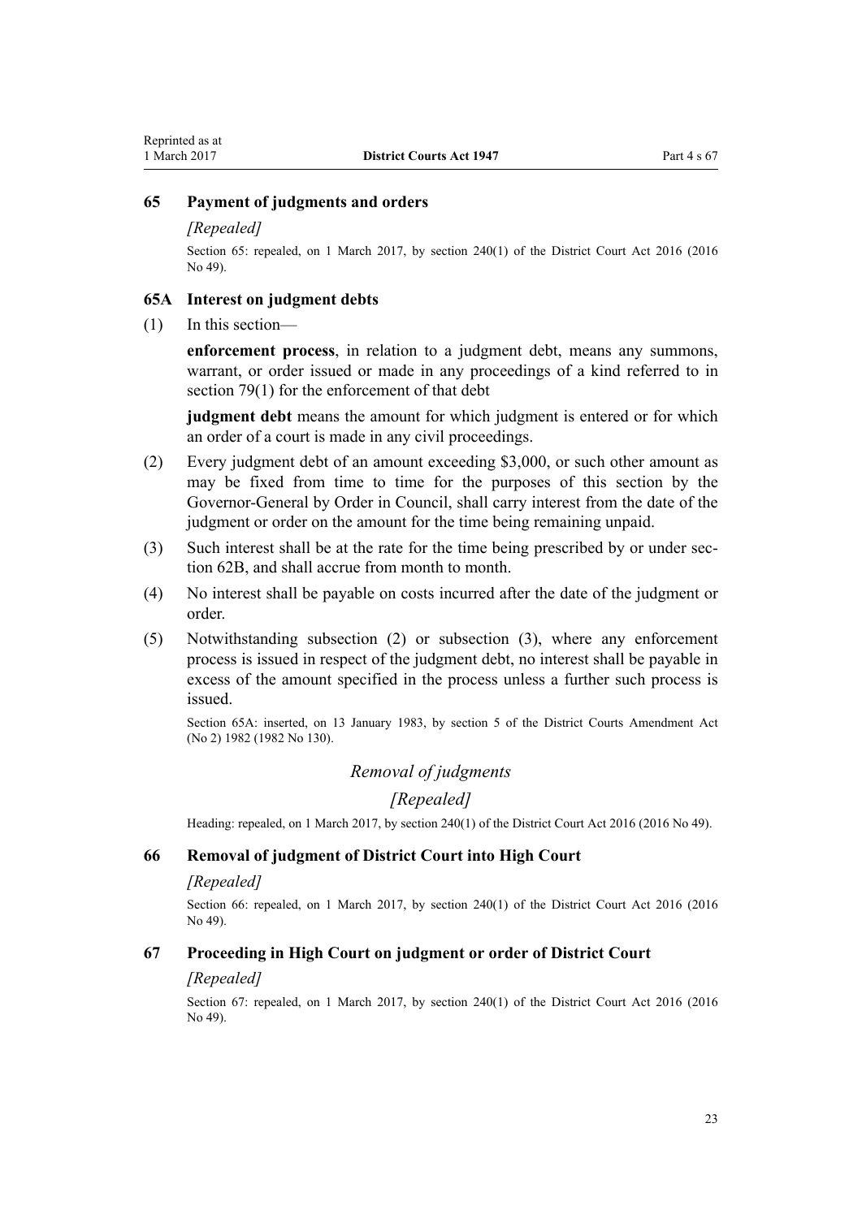### 65 Payment of judgments and orders

*[Repealed]*

Section 65: repealed, on 1 March 2017, by section 240(1) of the District Court Act 2016 (2016 No 49).

### 65A Interest on judgment debts

(1) In this section—

**enforcement process**, in relation to a judgment debt, means any summons, warrant, or order issued or made in any proceedings of a kind referred to in section 79(1) for the enforcement of that debt

**judgment debt** means the amount for which judgment is entered or for which an order of a court is made in any civil proceedings.

(2) Every judgment debt of an amount exceeding $3,000, or such other amount as may be fixed from time to time for the purposes of this section by the Governor-General by Order in Council, shall carry interest from the date of the judgment or order on the amount for the time being remaining unpaid.

(3) Such interest shall be at the rate for the time being prescribed by or under section 62B, and shall accrue from month to month.

(4) No interest shall be payable on costs incurred after the date of the judgment or order.

(5) Notwithstanding subsection (2) or subsection (3), where any enforcement process is issued in respect of the judgment debt, no interest shall be payable in excess of the amount specified in the process unless a further such process is issued.

Section 65A: inserted, on 13 January 1983, by section 5 of the District Courts Amendment Act (No 2) 1982 (1982 No 130).

## *Removal of judgments*

## *[Repealed]*

Heading: repealed, on 1 March 2017, by section 240(1) of the District Court Act 2016 (2016 No 49).

### 66 Removal of judgment of District Court into High Court

*[Repealed]*

Section 66: repealed, on 1 March 2017, by section 240(1) of the District Court Act 2016 (2016 No 49).

### 67 Proceeding in High Court on judgment or order of District Court

*[Repealed]*

Section 67: repealed, on 1 March 2017, by section 240(1) of the District Court Act 2016 (2016 No 49).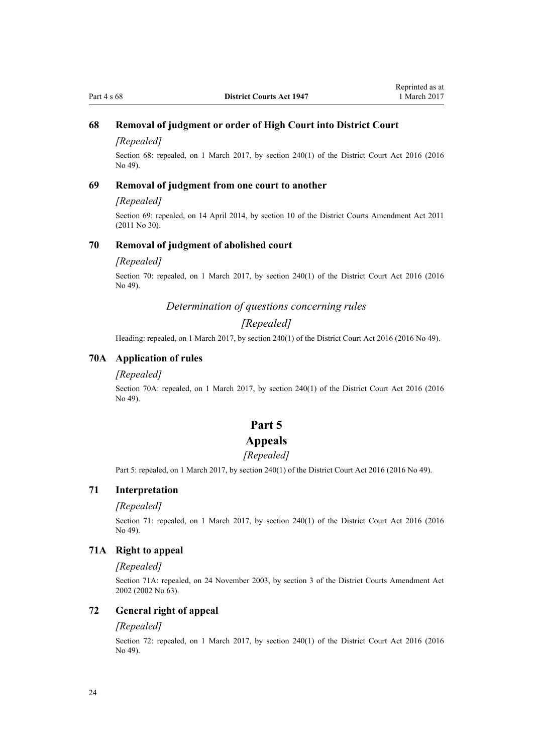### 68 Removal of judgment or order of High Court into District Court

*[Repealed]*

Section 68: repealed, on 1 March 2017, by section 240(1) of the District Court Act 2016 (2016 No 49).

### 69 Removal of judgment from one court to another

*[Repealed]*

Section 69: repealed, on 14 April 2014, by section 10 of the District Courts Amendment Act 2011 (2011 No 30).

### 70 Removal of judgment of abolished court

*[Repealed]*

Section 70: repealed, on 1 March 2017, by section 240(1) of the District Court Act 2016 (2016 No 49).

*Determination of questions concerning rules*

*[Repealed]*

Heading: repealed, on 1 March 2017, by section 240(1) of the District Court Act 2016 (2016 No 49).

### 70A Application of rules

*[Repealed]*

Section 70A: repealed, on 1 March 2017, by section 240(1) of the District Court Act 2016 (2016 No 49).

## Part 5
## Appeals

*[Repealed]*

Part 5: repealed, on 1 March 2017, by section 240(1) of the District Court Act 2016 (2016 No 49).

### 71 Interpretation

*[Repealed]*

Section 71: repealed, on 1 March 2017, by section 240(1) of the District Court Act 2016 (2016 No 49).

### 71A Right to appeal

*[Repealed]*

Section 71A: repealed, on 24 November 2003, by section 3 of the District Courts Amendment Act 2002 (2002 No 63).

### 72 General right of appeal

*[Repealed]*

Section 72: repealed, on 1 March 2017, by section 240(1) of the District Court Act 2016 (2016 No 49).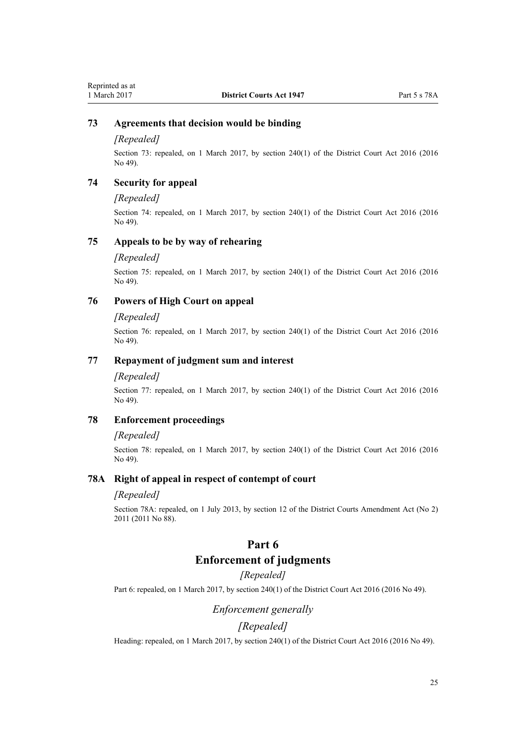### 73 Agreements that decision would be binding

*[Repealed]*

Section 73: repealed, on 1 March 2017, by section 240(1) of the District Court Act 2016 (2016 No 49).

### 74 Security for appeal

*[Repealed]*

Section 74: repealed, on 1 March 2017, by section 240(1) of the District Court Act 2016 (2016 No 49).

### 75 Appeals to be by way of rehearing

*[Repealed]*

Section 75: repealed, on 1 March 2017, by section 240(1) of the District Court Act 2016 (2016 No 49).

### 76 Powers of High Court on appeal

*[Repealed]*

Section 76: repealed, on 1 March 2017, by section 240(1) of the District Court Act 2016 (2016 No 49).

### 77 Repayment of judgment sum and interest

*[Repealed]*

Section 77: repealed, on 1 March 2017, by section 240(1) of the District Court Act 2016 (2016 No 49).

### 78 Enforcement proceedings

*[Repealed]*

Section 78: repealed, on 1 March 2017, by section 240(1) of the District Court Act 2016 (2016 No 49).

### 78A Right of appeal in respect of contempt of court

*[Repealed]*

Section 78A: repealed, on 1 July 2013, by section 12 of the District Courts Amendment Act (No 2) 2011 (2011 No 88).

## Part 6
## Enforcement of judgments

*[Repealed]*

Part 6: repealed, on 1 March 2017, by section 240(1) of the District Court Act 2016 (2016 No 49).

### *Enforcement generally*

*[Repealed]*

Heading: repealed, on 1 March 2017, by section 240(1) of the District Court Act 2016 (2016 No 49).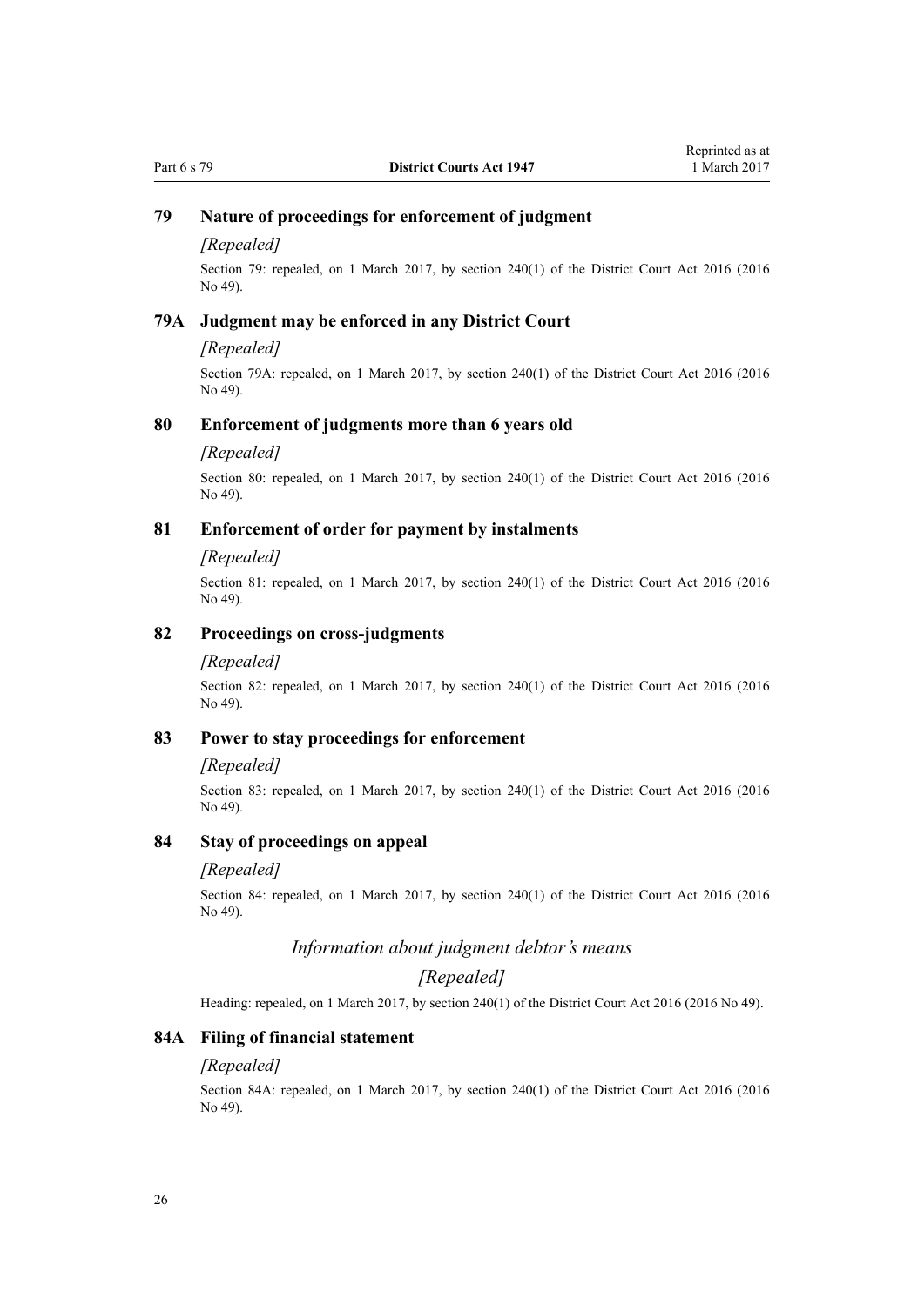### 79 Nature of proceedings for enforcement of judgment

*[Repealed]*

Section 79: repealed, on 1 March 2017, by section 240(1) of the District Court Act 2016 (2016 No 49).

### 79A Judgment may be enforced in any District Court

*[Repealed]*

Section 79A: repealed, on 1 March 2017, by section 240(1) of the District Court Act 2016 (2016 No 49).

### 80 Enforcement of judgments more than 6 years old

*[Repealed]*

Section 80: repealed, on 1 March 2017, by section 240(1) of the District Court Act 2016 (2016 No 49).

### 81 Enforcement of order for payment by instalments

*[Repealed]*

Section 81: repealed, on 1 March 2017, by section 240(1) of the District Court Act 2016 (2016 No 49).

### 82 Proceedings on cross-judgments

*[Repealed]*

Section 82: repealed, on 1 March 2017, by section 240(1) of the District Court Act 2016 (2016 No 49).

### 83 Power to stay proceedings for enforcement

*[Repealed]*

Section 83: repealed, on 1 March 2017, by section 240(1) of the District Court Act 2016 (2016 No 49).

### 84 Stay of proceedings on appeal

*[Repealed]*

Section 84: repealed, on 1 March 2017, by section 240(1) of the District Court Act 2016 (2016 No 49).

## *Information about judgment debtor's means*

## *[Repealed]*

Heading: repealed, on 1 March 2017, by section 240(1) of the District Court Act 2016 (2016 No 49).

### 84A Filing of financial statement

*[Repealed]*

Section 84A: repealed, on 1 March 2017, by section 240(1) of the District Court Act 2016 (2016 No 49).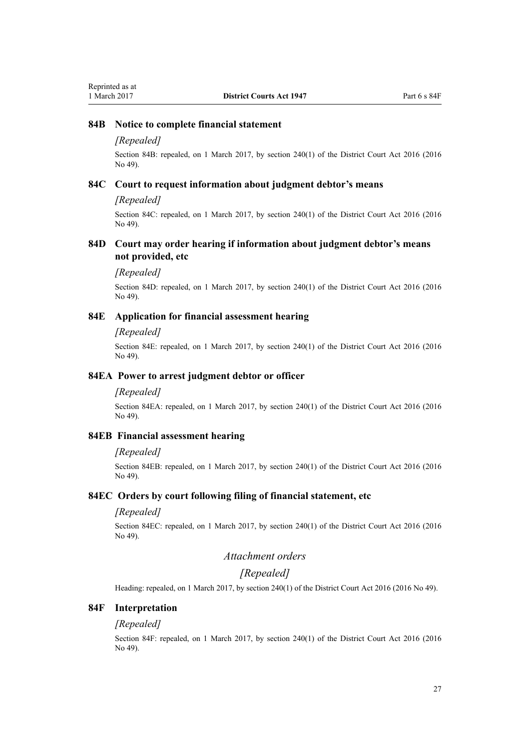### 84B Notice to complete financial statement

*[Repealed]*

Section 84B: repealed, on 1 March 2017, by section 240(1) of the District Court Act 2016 (2016 No 49).

### 84C Court to request information about judgment debtor's means

*[Repealed]*

Section 84C: repealed, on 1 March 2017, by section 240(1) of the District Court Act 2016 (2016 No 49).

### 84D Court may order hearing if information about judgment debtor's means not provided, etc

*[Repealed]*

Section 84D: repealed, on 1 March 2017, by section 240(1) of the District Court Act 2016 (2016 No 49).

### 84E Application for financial assessment hearing

*[Repealed]*

Section 84E: repealed, on 1 March 2017, by section 240(1) of the District Court Act 2016 (2016 No 49).

### 84EA Power to arrest judgment debtor or officer

*[Repealed]*

Section 84EA: repealed, on 1 March 2017, by section 240(1) of the District Court Act 2016 (2016 No 49).

### 84EB Financial assessment hearing

*[Repealed]*

Section 84EB: repealed, on 1 March 2017, by section 240(1) of the District Court Act 2016 (2016 No 49).

### 84EC Orders by court following filing of financial statement, etc

*[Repealed]*

Section 84EC: repealed, on 1 March 2017, by section 240(1) of the District Court Act 2016 (2016 No 49).

## *Attachment orders*

## *[Repealed]*

Heading: repealed, on 1 March 2017, by section 240(1) of the District Court Act 2016 (2016 No 49).

### 84F Interpretation

*[Repealed]*

Section 84F: repealed, on 1 March 2017, by section 240(1) of the District Court Act 2016 (2016 No 49).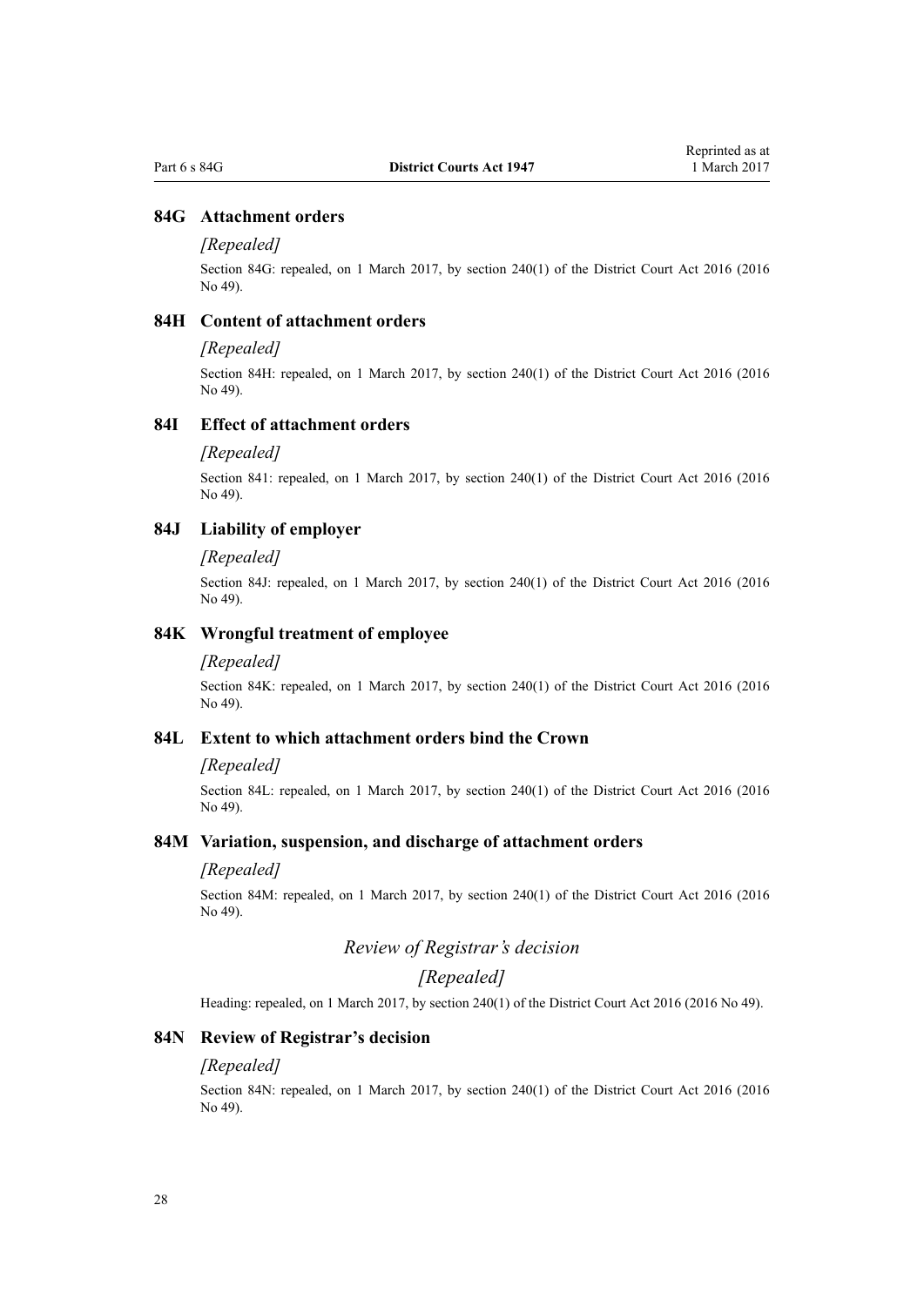### 84G Attachment orders

*[Repealed]*

Section 84G: repealed, on 1 March 2017, by section 240(1) of the District Court Act 2016 (2016 No 49).

### 84H Content of attachment orders

*[Repealed]*

Section 84H: repealed, on 1 March 2017, by section 240(1) of the District Court Act 2016 (2016 No 49).

### 84I Effect of attachment orders

*[Repealed]*

Section 84I: repealed, on 1 March 2017, by section 240(1) of the District Court Act 2016 (2016 No 49).

### 84J Liability of employer

*[Repealed]*

Section 84J: repealed, on 1 March 2017, by section 240(1) of the District Court Act 2016 (2016 No 49).

### 84K Wrongful treatment of employee

*[Repealed]*

Section 84K: repealed, on 1 March 2017, by section 240(1) of the District Court Act 2016 (2016 No 49).

### 84L Extent to which attachment orders bind the Crown

*[Repealed]*

Section 84L: repealed, on 1 March 2017, by section 240(1) of the District Court Act 2016 (2016 No 49).

### 84M Variation, suspension, and discharge of attachment orders

*[Repealed]*

Section 84M: repealed, on 1 March 2017, by section 240(1) of the District Court Act 2016 (2016 No 49).

## *Review of Registrar's decision*

## *[Repealed]*

Heading: repealed, on 1 March 2017, by section 240(1) of the District Court Act 2016 (2016 No 49).

### 84N Review of Registrar's decision

*[Repealed]*

Section 84N: repealed, on 1 March 2017, by section 240(1) of the District Court Act 2016 (2016 No 49).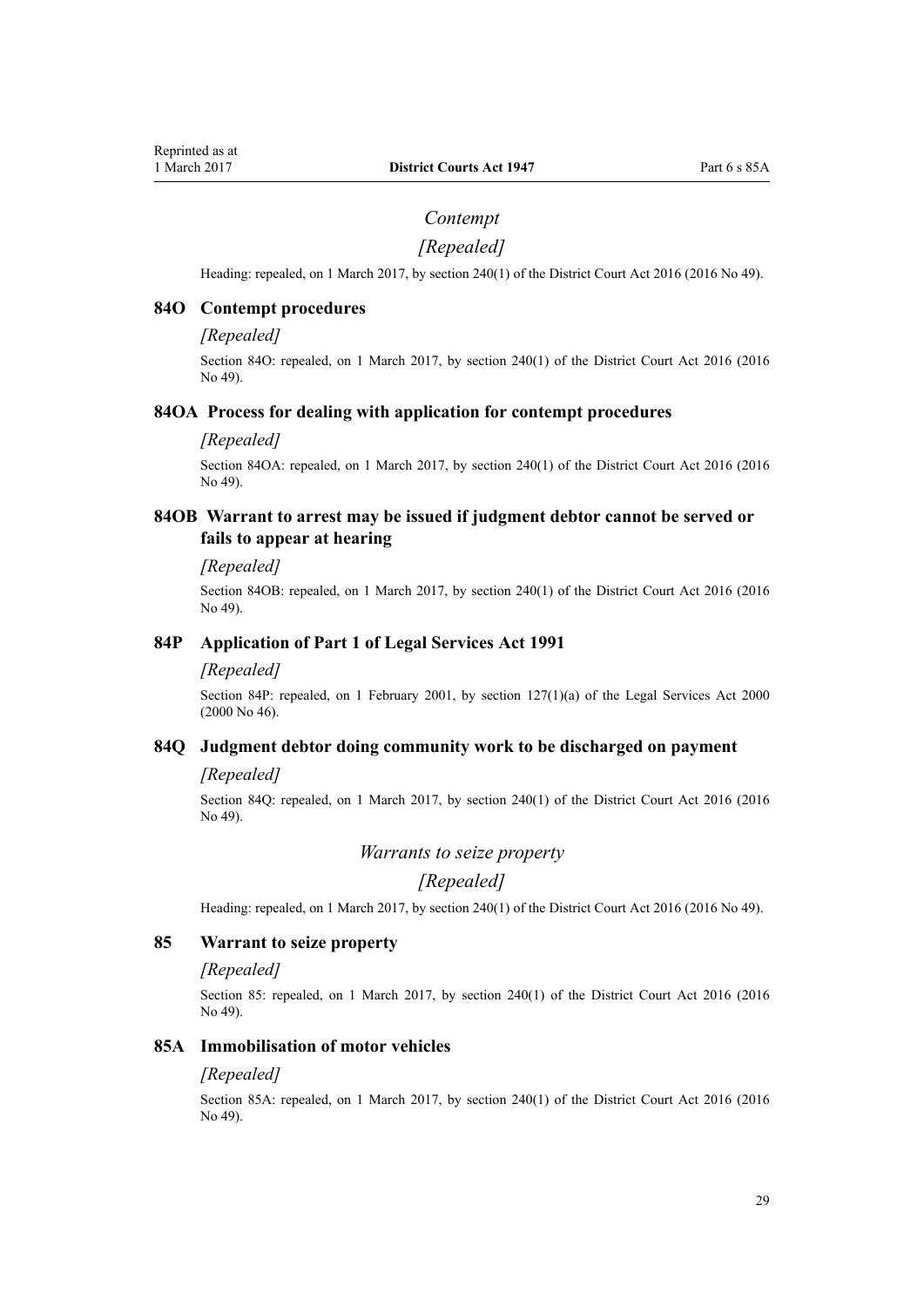### *Contempt*

### *[Repealed]*

Heading: repealed, on 1 March 2017, by section 240(1) of the District Court Act 2016 (2016 No 49).

### 84O Contempt procedures

*[Repealed]*

Section 84O: repealed, on 1 March 2017, by section 240(1) of the District Court Act 2016 (2016 No 49).

### 84OA Process for dealing with application for contempt procedures

*[Repealed]*

Section 84OA: repealed, on 1 March 2017, by section 240(1) of the District Court Act 2016 (2016 No 49).

### 84OB Warrant to arrest may be issued if judgment debtor cannot be served or fails to appear at hearing

*[Repealed]*

Section 84OB: repealed, on 1 March 2017, by section 240(1) of the District Court Act 2016 (2016 No 49).

### 84P Application of Part 1 of Legal Services Act 1991

*[Repealed]*

Section 84P: repealed, on 1 February 2001, by section 127(1)(a) of the Legal Services Act 2000 (2000 No 46).

### 84Q Judgment debtor doing community work to be discharged on payment

*[Repealed]*

Section 84Q: repealed, on 1 March 2017, by section 240(1) of the District Court Act 2016 (2016 No 49).

### *Warrants to seize property*

### *[Repealed]*

Heading: repealed, on 1 March 2017, by section 240(1) of the District Court Act 2016 (2016 No 49).

### 85 Warrant to seize property

*[Repealed]*

Section 85: repealed, on 1 March 2017, by section 240(1) of the District Court Act 2016 (2016 No 49).

### 85A Immobilisation of motor vehicles

*[Repealed]*

Section 85A: repealed, on 1 March 2017, by section 240(1) of the District Court Act 2016 (2016 No 49).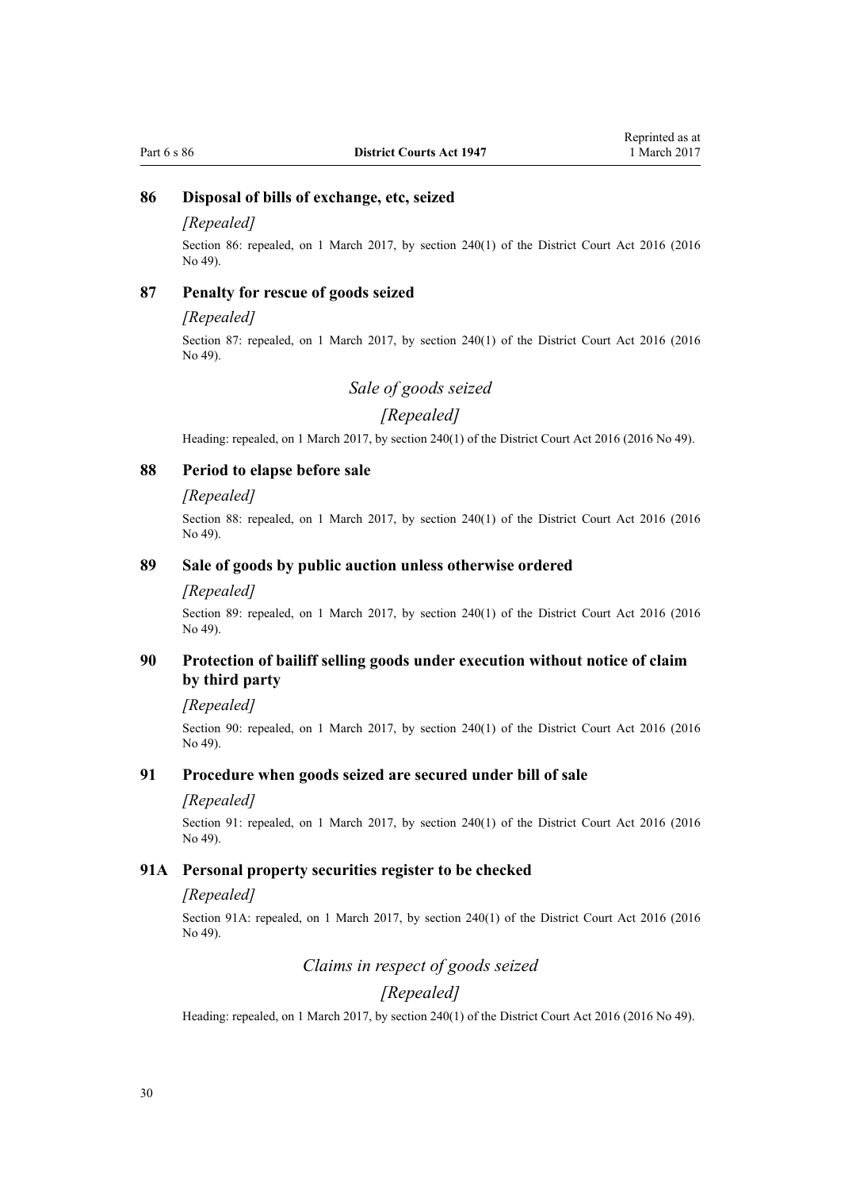### 86 Disposal of bills of exchange, etc, seized

*[Repealed]*

Section 86: repealed, on 1 March 2017, by section 240(1) of the District Court Act 2016 (2016 No 49).

### 87 Penalty for rescue of goods seized

*[Repealed]*

Section 87: repealed, on 1 March 2017, by section 240(1) of the District Court Act 2016 (2016 No 49).

## *Sale of goods seized*

## *[Repealed]*

Heading: repealed, on 1 March 2017, by section 240(1) of the District Court Act 2016 (2016 No 49).

### 88 Period to elapse before sale

*[Repealed]*

Section 88: repealed, on 1 March 2017, by section 240(1) of the District Court Act 2016 (2016 No 49).

### 89 Sale of goods by public auction unless otherwise ordered

*[Repealed]*

Section 89: repealed, on 1 March 2017, by section 240(1) of the District Court Act 2016 (2016 No 49).

### 90 Protection of bailiff selling goods under execution without notice of claim by third party

*[Repealed]*

Section 90: repealed, on 1 March 2017, by section 240(1) of the District Court Act 2016 (2016 No 49).

### 91 Procedure when goods seized are secured under bill of sale

*[Repealed]*

Section 91: repealed, on 1 March 2017, by section 240(1) of the District Court Act 2016 (2016 No 49).

### 91A Personal property securities register to be checked

*[Repealed]*

Section 91A: repealed, on 1 March 2017, by section 240(1) of the District Court Act 2016 (2016 No 49).

## *Claims in respect of goods seized*

## *[Repealed]*

Heading: repealed, on 1 March 2017, by section 240(1) of the District Court Act 2016 (2016 No 49).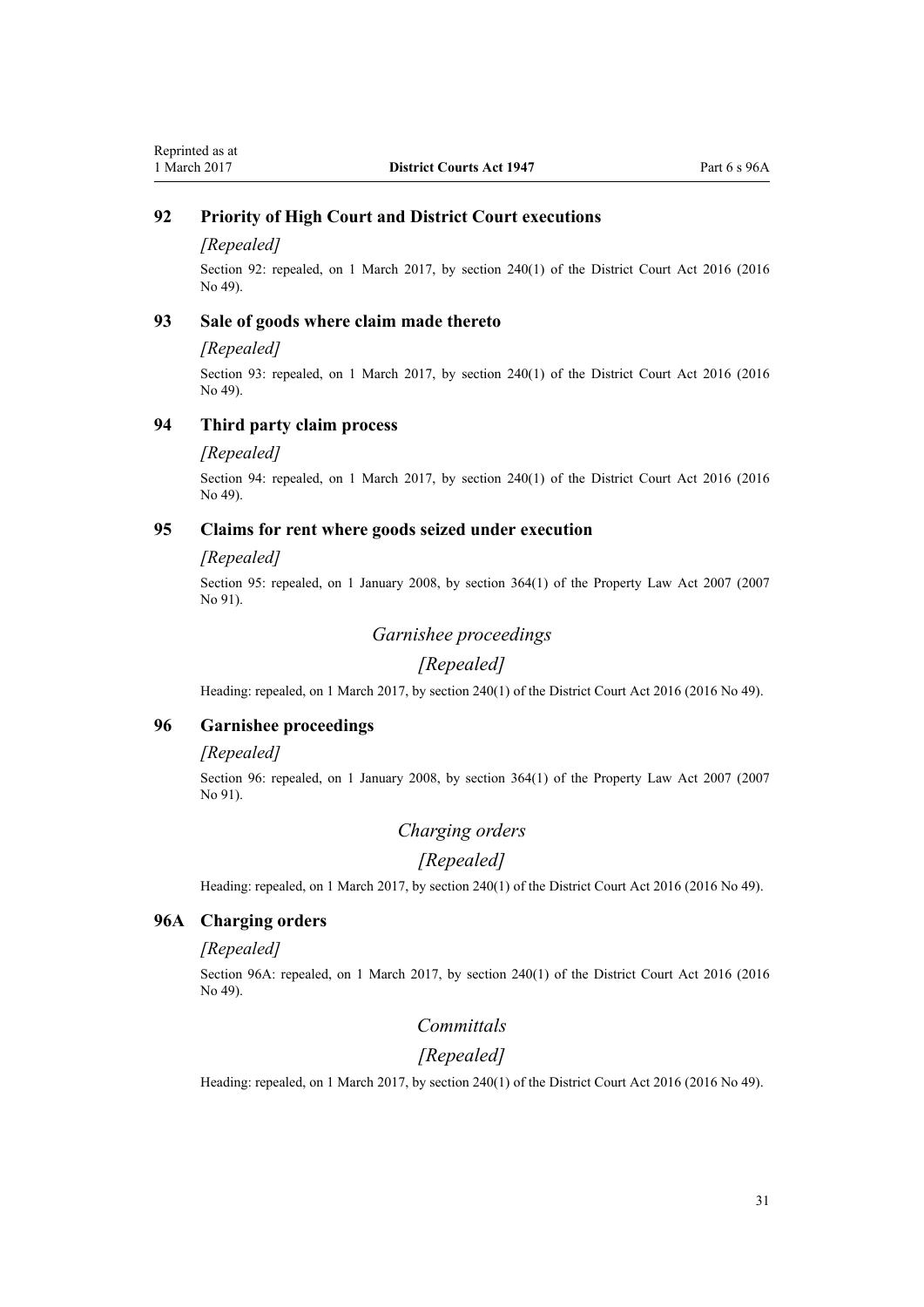### 92 Priority of High Court and District Court executions

*[Repealed]*

Section 92: repealed, on 1 March 2017, by section 240(1) of the District Court Act 2016 (2016 No 49).

### 93 Sale of goods where claim made thereto

*[Repealed]*

Section 93: repealed, on 1 March 2017, by section 240(1) of the District Court Act 2016 (2016 No 49).

### 94 Third party claim process

*[Repealed]*

Section 94: repealed, on 1 March 2017, by section 240(1) of the District Court Act 2016 (2016 No 49).

### 95 Claims for rent where goods seized under execution

*[Repealed]*

Section 95: repealed, on 1 January 2008, by section 364(1) of the Property Law Act 2007 (2007 No 91).

## *Garnishee proceedings*

## *[Repealed]*

Heading: repealed, on 1 March 2017, by section 240(1) of the District Court Act 2016 (2016 No 49).

### 96 Garnishee proceedings

*[Repealed]*

Section 96: repealed, on 1 January 2008, by section 364(1) of the Property Law Act 2007 (2007 No 91).

## *Charging orders*

## *[Repealed]*

Heading: repealed, on 1 March 2017, by section 240(1) of the District Court Act 2016 (2016 No 49).

### 96A Charging orders

*[Repealed]*

Section 96A: repealed, on 1 March 2017, by section 240(1) of the District Court Act 2016 (2016 No 49).

## *Committals*

## *[Repealed]*

Heading: repealed, on 1 March 2017, by section 240(1) of the District Court Act 2016 (2016 No 49).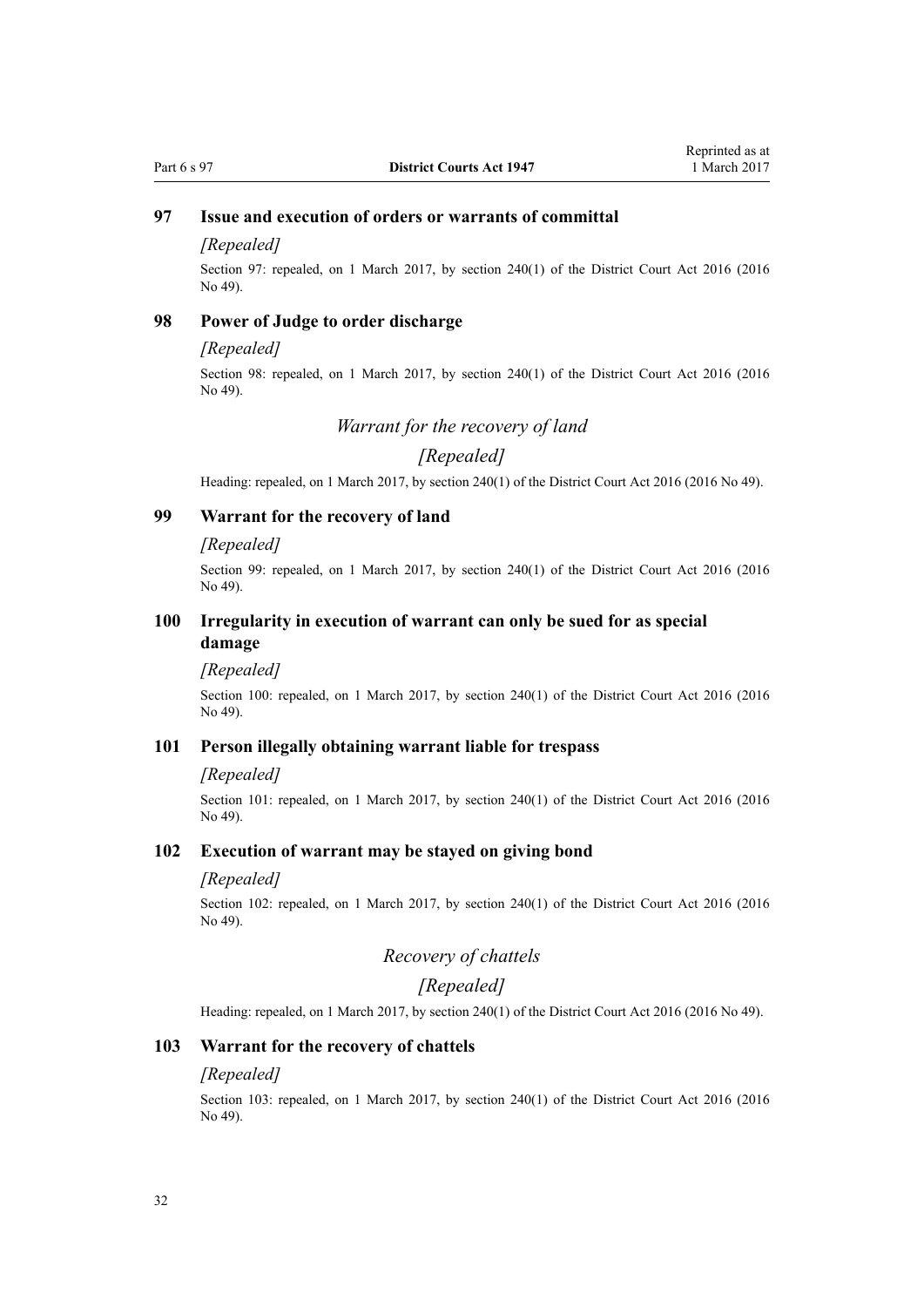### 97 Issue and execution of orders or warrants of committal

*[Repealed]*

Section 97: repealed, on 1 March 2017, by section 240(1) of the District Court Act 2016 (2016 No 49).

### 98 Power of Judge to order discharge

*[Repealed]*

Section 98: repealed, on 1 March 2017, by section 240(1) of the District Court Act 2016 (2016 No 49).

## *Warrant for the recovery of land*

## *[Repealed]*

Heading: repealed, on 1 March 2017, by section 240(1) of the District Court Act 2016 (2016 No 49).

### 99 Warrant for the recovery of land

*[Repealed]*

Section 99: repealed, on 1 March 2017, by section 240(1) of the District Court Act 2016 (2016 No 49).

### 100 Irregularity in execution of warrant can only be sued for as special damage

*[Repealed]*

Section 100: repealed, on 1 March 2017, by section 240(1) of the District Court Act 2016 (2016 No 49).

### 101 Person illegally obtaining warrant liable for trespass

*[Repealed]*

Section 101: repealed, on 1 March 2017, by section 240(1) of the District Court Act 2016 (2016 No 49).

### 102 Execution of warrant may be stayed on giving bond

*[Repealed]*

Section 102: repealed, on 1 March 2017, by section 240(1) of the District Court Act 2016 (2016 No 49).

## *Recovery of chattels*

## *[Repealed]*

Heading: repealed, on 1 March 2017, by section 240(1) of the District Court Act 2016 (2016 No 49).

### 103 Warrant for the recovery of chattels

*[Repealed]*

Section 103: repealed, on 1 March 2017, by section 240(1) of the District Court Act 2016 (2016 No 49).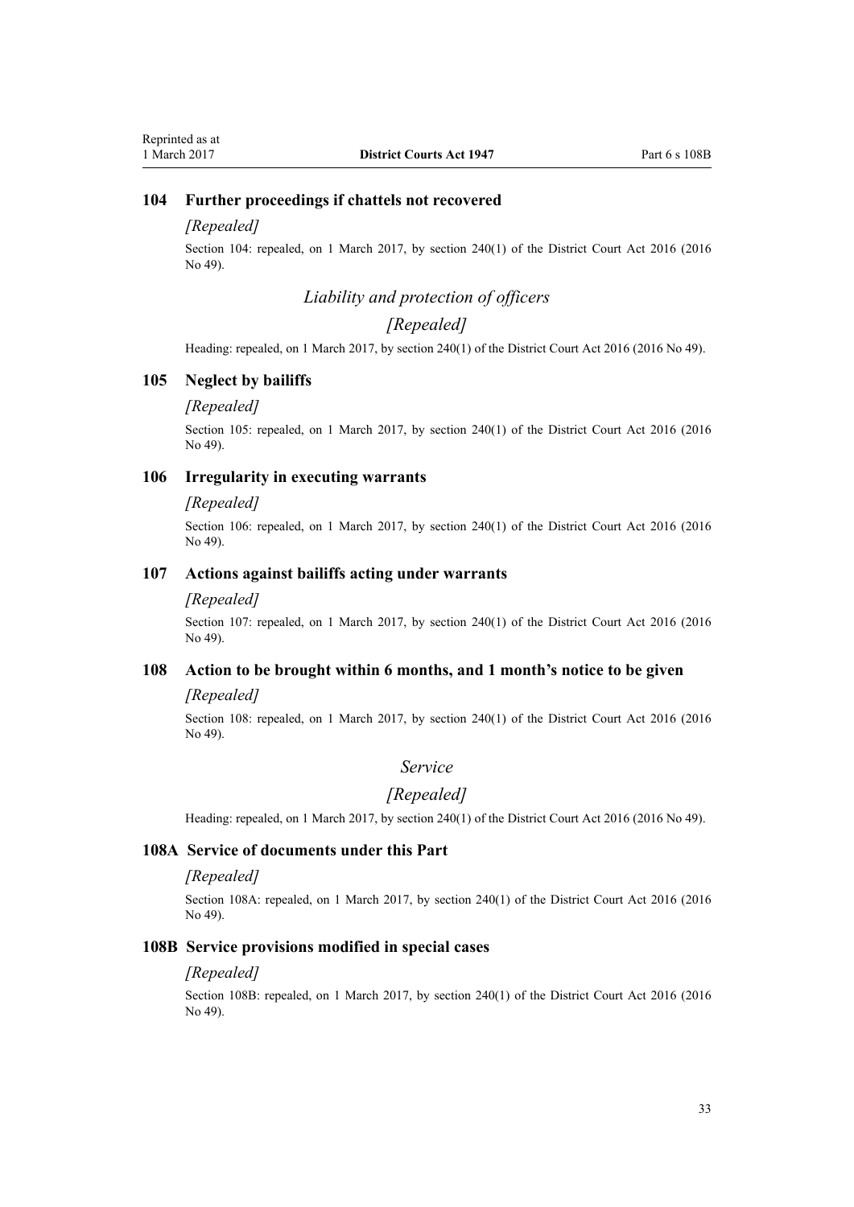### 104 Further proceedings if chattels not recovered

*[Repealed]*

Section 104: repealed, on 1 March 2017, by section 240(1) of the District Court Act 2016 (2016 No 49).

## *Liability and protection of officers*

## *[Repealed]*

Heading: repealed, on 1 March 2017, by section 240(1) of the District Court Act 2016 (2016 No 49).

### 105 Neglect by bailiffs

*[Repealed]*

Section 105: repealed, on 1 March 2017, by section 240(1) of the District Court Act 2016 (2016 No 49).

### 106 Irregularity in executing warrants

*[Repealed]*

Section 106: repealed, on 1 March 2017, by section 240(1) of the District Court Act 2016 (2016 No 49).

### 107 Actions against bailiffs acting under warrants

*[Repealed]*

Section 107: repealed, on 1 March 2017, by section 240(1) of the District Court Act 2016 (2016 No 49).

### 108 Action to be brought within 6 months, and 1 month's notice to be given

*[Repealed]*

Section 108: repealed, on 1 March 2017, by section 240(1) of the District Court Act 2016 (2016 No 49).

## *Service*

## *[Repealed]*

Heading: repealed, on 1 March 2017, by section 240(1) of the District Court Act 2016 (2016 No 49).

### 108A Service of documents under this Part

*[Repealed]*

Section 108A: repealed, on 1 March 2017, by section 240(1) of the District Court Act 2016 (2016 No 49).

### 108B Service provisions modified in special cases

*[Repealed]*

Section 108B: repealed, on 1 March 2017, by section 240(1) of the District Court Act 2016 (2016 No 49).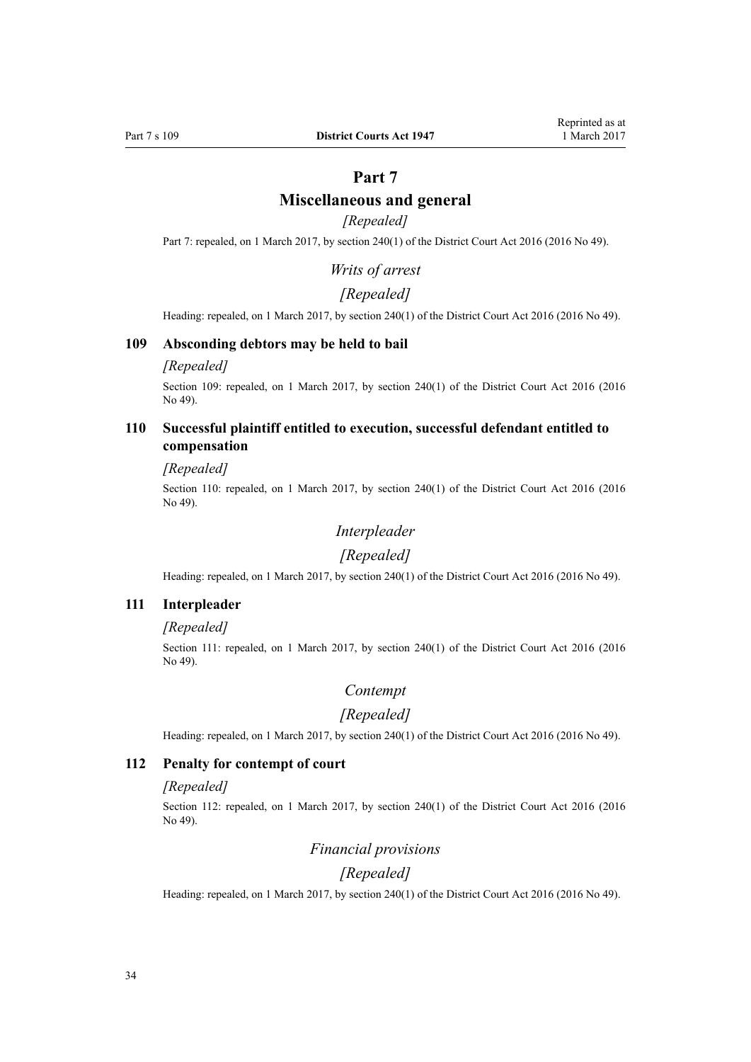# Part 7

## Miscellaneous and general

*[Repealed]*

Part 7: repealed, on 1 March 2017, by section 240(1) of the District Court Act 2016 (2016 No 49).

### *Writs of arrest*

### *[Repealed]*

Heading: repealed, on 1 March 2017, by section 240(1) of the District Court Act 2016 (2016 No 49).

### 109 Absconding debtors may be held to bail

*[Repealed]*

Section 109: repealed, on 1 March 2017, by section 240(1) of the District Court Act 2016 (2016 No 49).

### 110 Successful plaintiff entitled to execution, successful defendant entitled to compensation

*[Repealed]*

Section 110: repealed, on 1 March 2017, by section 240(1) of the District Court Act 2016 (2016 No 49).

### *Interpleader*

### *[Repealed]*

Heading: repealed, on 1 March 2017, by section 240(1) of the District Court Act 2016 (2016 No 49).

### 111 Interpleader

*[Repealed]*

Section 111: repealed, on 1 March 2017, by section 240(1) of the District Court Act 2016 (2016 No 49).

### *Contempt*

### *[Repealed]*

Heading: repealed, on 1 March 2017, by section 240(1) of the District Court Act 2016 (2016 No 49).

### 112 Penalty for contempt of court

*[Repealed]*

Section 112: repealed, on 1 March 2017, by section 240(1) of the District Court Act 2016 (2016 No 49).

### *Financial provisions*

### *[Repealed]*

Heading: repealed, on 1 March 2017, by section 240(1) of the District Court Act 2016 (2016 No 49).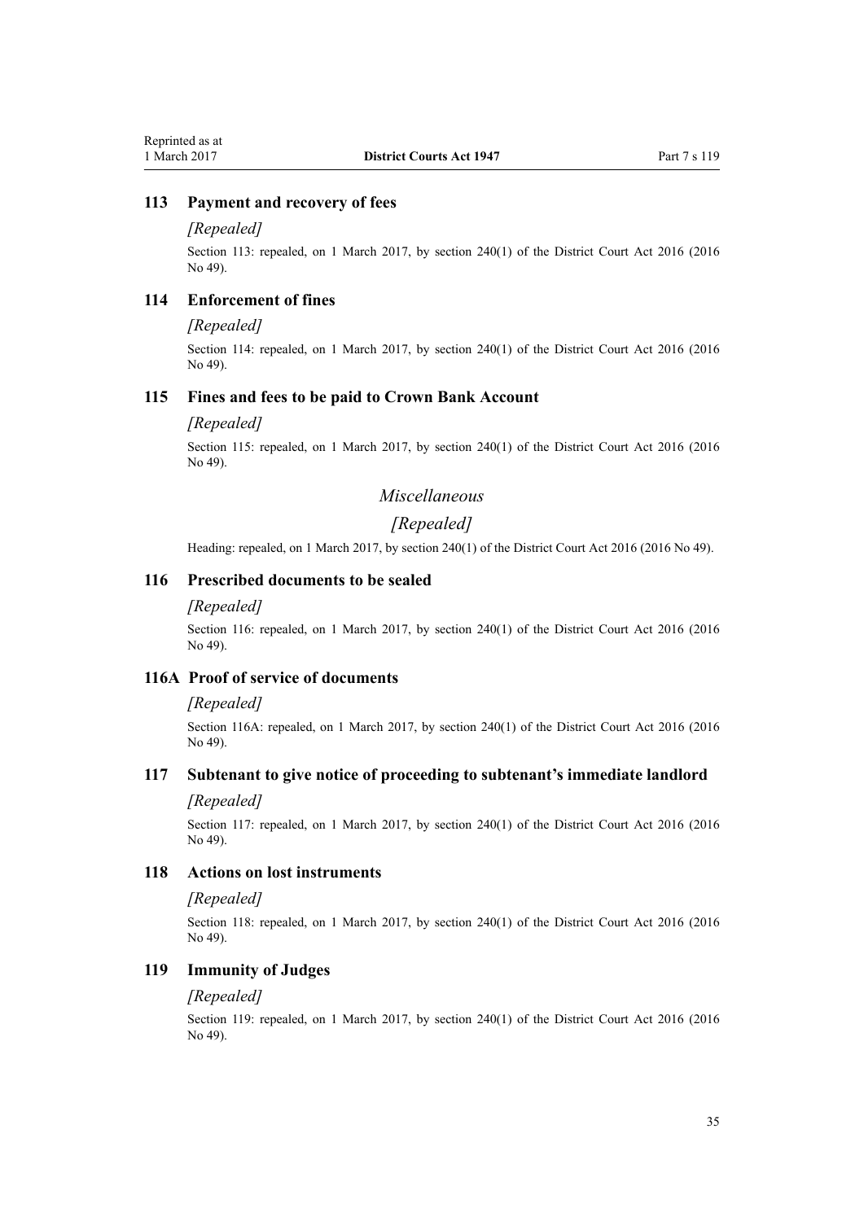## 113 Payment and recovery of fees

*[Repealed]*

Section 113: repealed, on 1 March 2017, by section 240(1) of the District Court Act 2016 (2016 No 49).

## 114 Enforcement of fines

*[Repealed]*

Section 114: repealed, on 1 March 2017, by section 240(1) of the District Court Act 2016 (2016 No 49).

## 115 Fines and fees to be paid to Crown Bank Account

*[Repealed]*

Section 115: repealed, on 1 March 2017, by section 240(1) of the District Court Act 2016 (2016 No 49).

### *Miscellaneous*

### *[Repealed]*

Heading: repealed, on 1 March 2017, by section 240(1) of the District Court Act 2016 (2016 No 49).

## 116 Prescribed documents to be sealed

*[Repealed]*

Section 116: repealed, on 1 March 2017, by section 240(1) of the District Court Act 2016 (2016 No 49).

## 116A Proof of service of documents

*[Repealed]*

Section 116A: repealed, on 1 March 2017, by section 240(1) of the District Court Act 2016 (2016 No 49).

## 117 Subtenant to give notice of proceeding to subtenant's immediate landlord

*[Repealed]*

Section 117: repealed, on 1 March 2017, by section 240(1) of the District Court Act 2016 (2016 No 49).

## 118 Actions on lost instruments

*[Repealed]*

Section 118: repealed, on 1 March 2017, by section 240(1) of the District Court Act 2016 (2016 No 49).

## 119 Immunity of Judges

*[Repealed]*

Section 119: repealed, on 1 March 2017, by section 240(1) of the District Court Act 2016 (2016 No 49).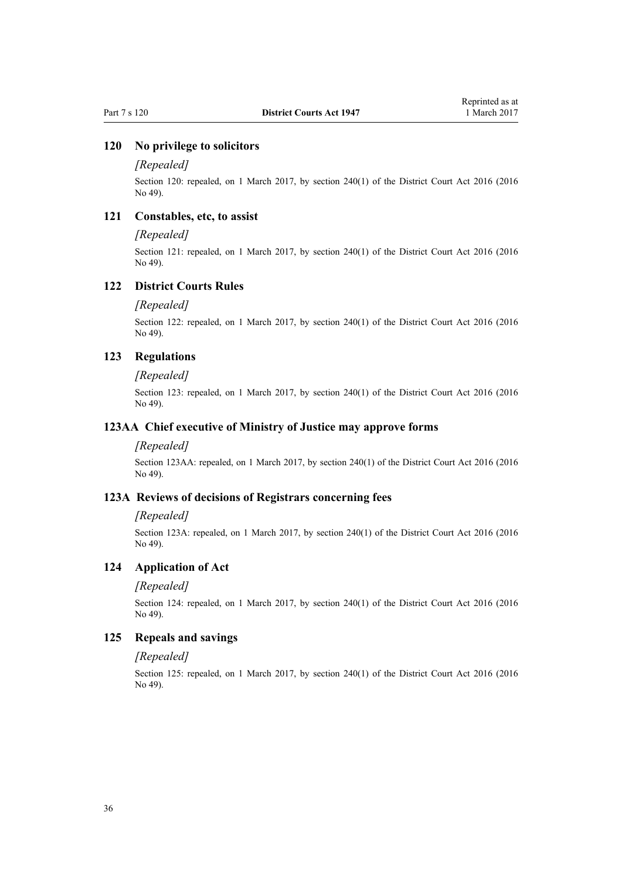### 120 No privilege to solicitors

*[Repealed]*

Section 120: repealed, on 1 March 2017, by section 240(1) of the District Court Act 2016 (2016 No 49).

### 121 Constables, etc, to assist

*[Repealed]*

Section 121: repealed, on 1 March 2017, by section 240(1) of the District Court Act 2016 (2016 No 49).

### 122 District Courts Rules

*[Repealed]*

Section 122: repealed, on 1 March 2017, by section 240(1) of the District Court Act 2016 (2016 No 49).

### 123 Regulations

*[Repealed]*

Section 123: repealed, on 1 March 2017, by section 240(1) of the District Court Act 2016 (2016 No 49).

### 123AA Chief executive of Ministry of Justice may approve forms

*[Repealed]*

Section 123AA: repealed, on 1 March 2017, by section 240(1) of the District Court Act 2016 (2016 No 49).

### 123A Reviews of decisions of Registrars concerning fees

*[Repealed]*

Section 123A: repealed, on 1 March 2017, by section 240(1) of the District Court Act 2016 (2016 No 49).

### 124 Application of Act

*[Repealed]*

Section 124: repealed, on 1 March 2017, by section 240(1) of the District Court Act 2016 (2016 No 49).

### 125 Repeals and savings

*[Repealed]*

Section 125: repealed, on 1 March 2017, by section 240(1) of the District Court Act 2016 (2016 No 49).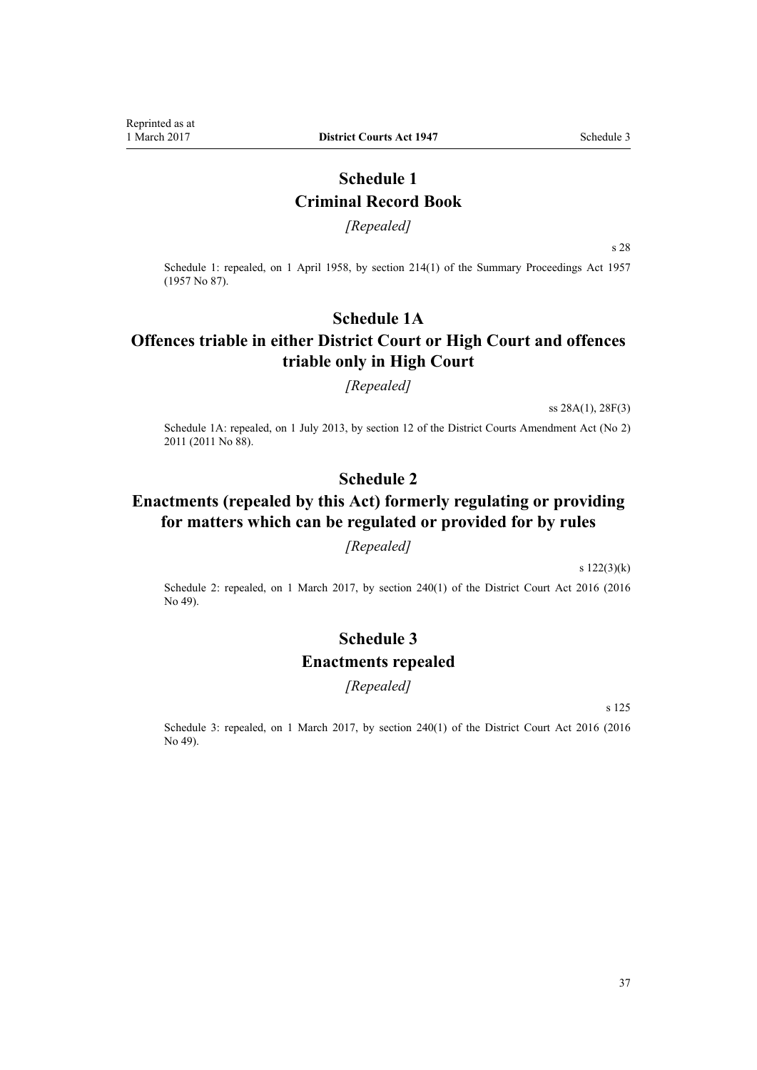# Schedule 1
# Criminal Record Book

*[Repealed]*

s 28

Schedule 1: repealed, on 1 April 1958, by section 214(1) of the Summary Proceedings Act 1957 (1957 No 87).

# Schedule 1A
# Offences triable in either District Court or High Court and offences triable only in High Court

*[Repealed]*

ss 28A(1), 28F(3)

Schedule 1A: repealed, on 1 July 2013, by section 12 of the District Courts Amendment Act (No 2) 2011 (2011 No 88).

# Schedule 2
# Enactments (repealed by this Act) formerly regulating or providing for matters which can be regulated or provided for by rules

*[Repealed]*

s 122(3)(k)

Schedule 2: repealed, on 1 March 2017, by section 240(1) of the District Court Act 2016 (2016 No 49).

# Schedule 3
# Enactments repealed

*[Repealed]*

s 125

Schedule 3: repealed, on 1 March 2017, by section 240(1) of the District Court Act 2016 (2016 No 49).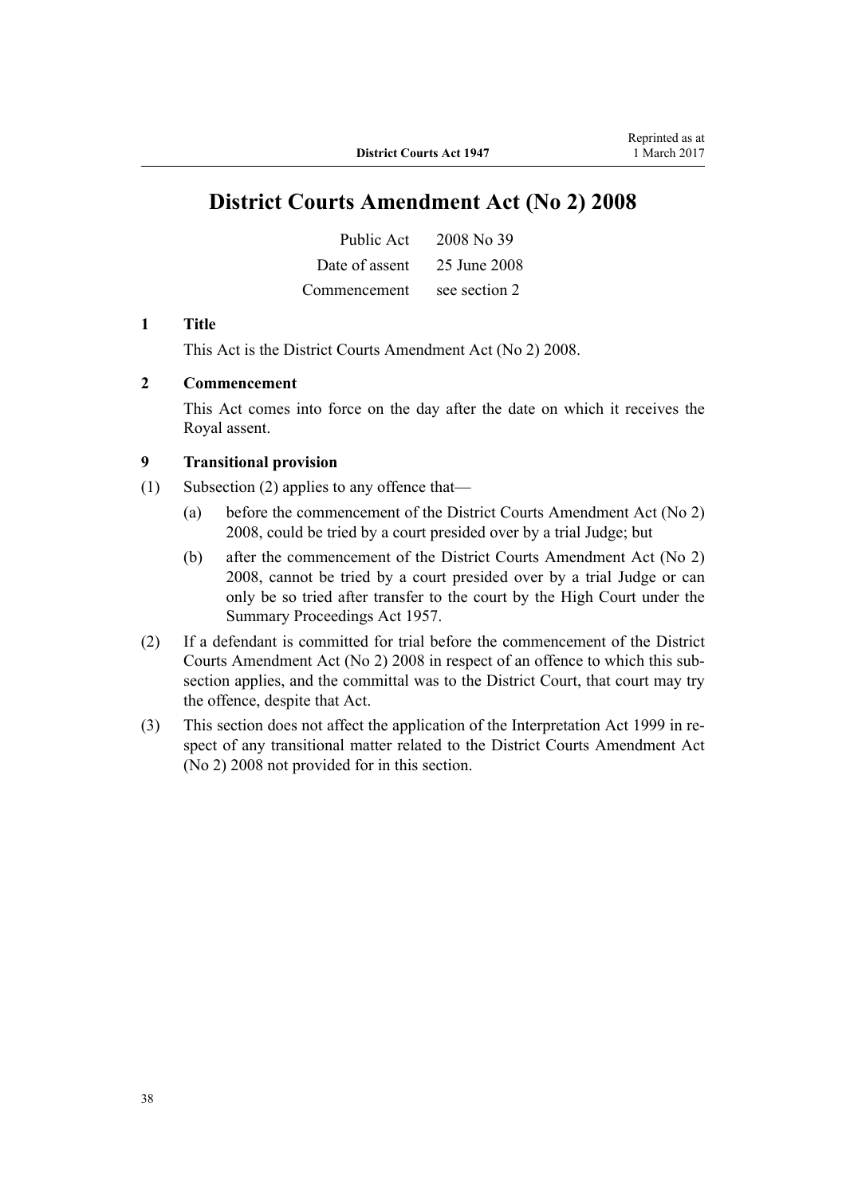# District Courts Amendment Act (No 2) 2008

| | |
|---|---|
| Public Act | 2008 No 39 |
| Date of assent | 25 June 2008 |
| Commencement | see section 2 |

**1 Title**

This Act is the District Courts Amendment Act (No 2) 2008.

**2 Commencement**

This Act comes into force on the day after the date on which it receives the Royal assent.

**9 Transitional provision**

(1) Subsection (2) applies to any offence that—

(a) before the commencement of the District Courts Amendment Act (No 2) 2008, could be tried by a court presided over by a trial Judge; but

(b) after the commencement of the District Courts Amendment Act (No 2) 2008, cannot be tried by a court presided over by a trial Judge or can only be so tried after transfer to the court by the High Court under the Summary Proceedings Act 1957.

(2) If a defendant is committed for trial before the commencement of the District Courts Amendment Act (No 2) 2008 in respect of an offence to which this subsection applies, and the committal was to the District Court, that court may try the offence, despite that Act.

(3) This section does not affect the application of the Interpretation Act 1999 in respect of any transitional matter related to the District Courts Amendment Act (No 2) 2008 not provided for in this section.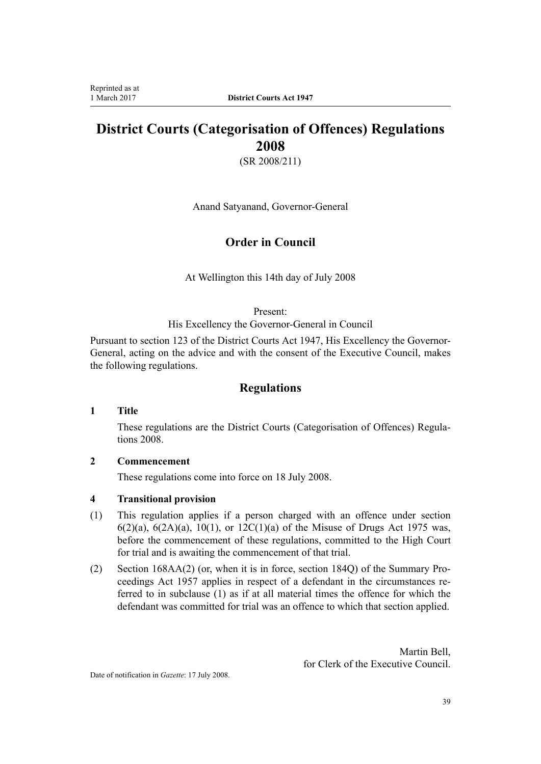# District Courts (Categorisation of Offences) Regulations 2008

(SR 2008/211)

Anand Satyanand, Governor-General

## Order in Council

At Wellington this 14th day of July 2008

Present:

His Excellency the Governor-General in Council

Pursuant to section 123 of the District Courts Act 1947, His Excellency the Governor-General, acting on the advice and with the consent of the Executive Council, makes the following regulations.

## Regulations

### 1 Title

These regulations are the District Courts (Categorisation of Offences) Regulations 2008.

### 2 Commencement

These regulations come into force on 18 July 2008.

### 4 Transitional provision

(1) This regulation applies if a person charged with an offence under section 6(2)(a), 6(2A)(a), 10(1), or 12C(1)(a) of the Misuse of Drugs Act 1975 was, before the commencement of these regulations, committed to the High Court for trial and is awaiting the commencement of that trial.

(2) Section 168AA(2) (or, when it is in force, section 184Q) of the Summary Proceedings Act 1957 applies in respect of a defendant in the circumstances referred to in subclause (1) as if at all material times the offence for which the defendant was committed for trial was an offence to which that section applied.

Martin Bell,
for Clerk of the Executive Council.

Date of notification in *Gazette*: 17 July 2008.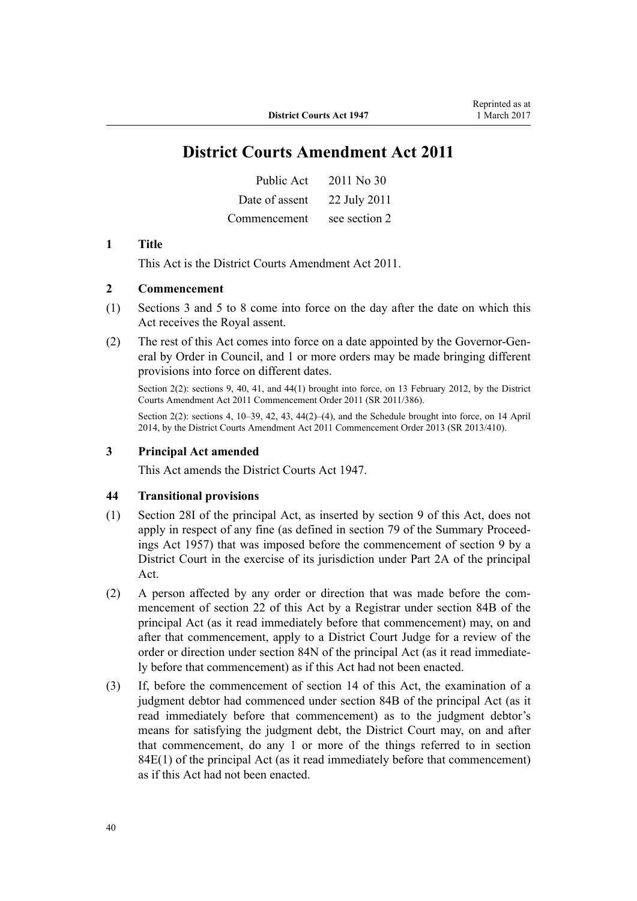# District Courts Amendment Act 2011

| Public Act | 2011 No 30 |
|---|---|
| Date of assent | 22 July 2011 |
| Commencement | see section 2 |

### 1 Title

This Act is the District Courts Amendment Act 2011.

### 2 Commencement

(1) Sections 3 and 5 to 8 come into force on the day after the date on which this Act receives the Royal assent.

(2) The rest of this Act comes into force on a date appointed by the Governor-General by Order in Council, and 1 or more orders may be made bringing different provisions into force on different dates.

Section 2(2): sections 9, 40, 41, and 44(1) brought into force, on 13 February 2012, by the District Courts Amendment Act 2011 Commencement Order 2011 (SR 2011/386).

Section 2(2): sections 4, 10–39, 42, 43, 44(2)–(4), and the Schedule brought into force, on 14 April 2014, by the District Courts Amendment Act 2011 Commencement Order 2013 (SR 2013/410).

### 3 Principal Act amended

This Act amends the District Courts Act 1947.

### 44 Transitional provisions

(1) Section 28I of the principal Act, as inserted by section 9 of this Act, does not apply in respect of any fine (as defined in section 79 of the Summary Proceedings Act 1957) that was imposed before the commencement of section 9 by a District Court in the exercise of its jurisdiction under Part 2A of the principal Act.

(2) A person affected by any order or direction that was made before the commencement of section 22 of this Act by a Registrar under section 84B of the principal Act (as it read immediately before that commencement) may, on and after that commencement, apply to a District Court Judge for a review of the order or direction under section 84N of the principal Act (as it read immediately before that commencement) as if this Act had not been enacted.

(3) If, before the commencement of section 14 of this Act, the examination of a judgment debtor had commenced under section 84B of the principal Act (as it read immediately before that commencement) as to the judgment debtor's means for satisfying the judgment debt, the District Court may, on and after that commencement, do any 1 or more of the things referred to in section 84E(1) of the principal Act (as it read immediately before that commencement) as if this Act had not been enacted.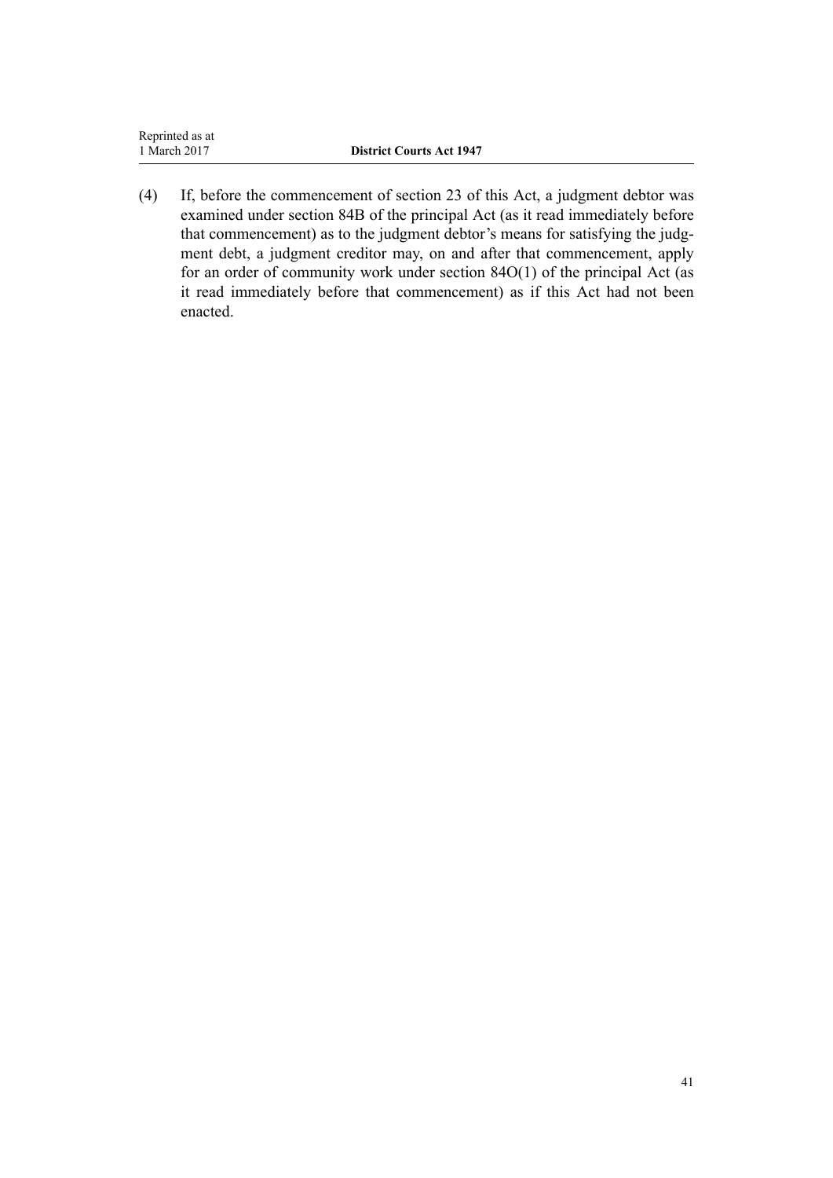(4) If, before the commencement of section 23 of this Act, a judgment debtor was examined under section 84B of the principal Act (as it read immediately before that commencement) as to the judgment debtor's means for satisfying the judgment debt, a judgment creditor may, on and after that commencement, apply for an order of community work under section 84O(1) of the principal Act (as it read immediately before that commencement) as if this Act had not been enacted.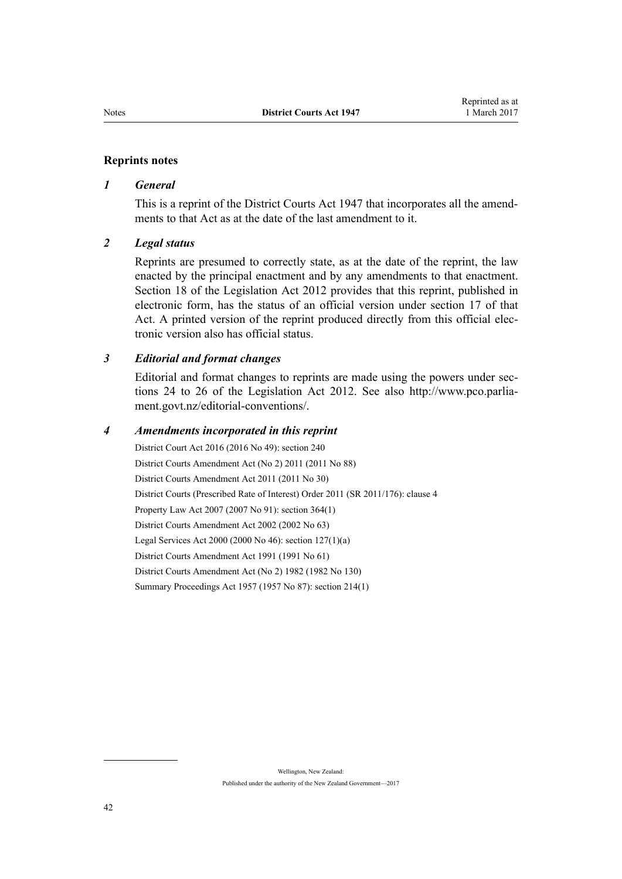## Reprints notes

### *1 General*

This is a reprint of the District Courts Act 1947 that incorporates all the amendments to that Act as at the date of the last amendment to it.

### *2 Legal status*

Reprints are presumed to correctly state, as at the date of the reprint, the law enacted by the principal enactment and by any amendments to that enactment. Section 18 of the Legislation Act 2012 provides that this reprint, published in electronic form, has the status of an official version under section 17 of that Act. A printed version of the reprint produced directly from this official electronic version also has official status.

### *3 Editorial and format changes*

Editorial and format changes to reprints are made using the powers under sections 24 to 26 of the Legislation Act 2012. See also http://www.pco.parliament.govt.nz/editorial-conventions/.

### *4 Amendments incorporated in this reprint*

District Court Act 2016 (2016 No 49): section 240

District Courts Amendment Act (No 2) 2011 (2011 No 88)

District Courts Amendment Act 2011 (2011 No 30)

District Courts (Prescribed Rate of Interest) Order 2011 (SR 2011/176): clause 4

Property Law Act 2007 (2007 No 91): section 364(1)

District Courts Amendment Act 2002 (2002 No 63)

Legal Services Act 2000 (2000 No 46): section 127(1)(a)

District Courts Amendment Act 1991 (1991 No 61)

District Courts Amendment Act (No 2) 1982 (1982 No 130)

Summary Proceedings Act 1957 (1957 No 87): section 214(1)

Wellington, New Zealand:

Published under the authority of the New Zealand Government—2017